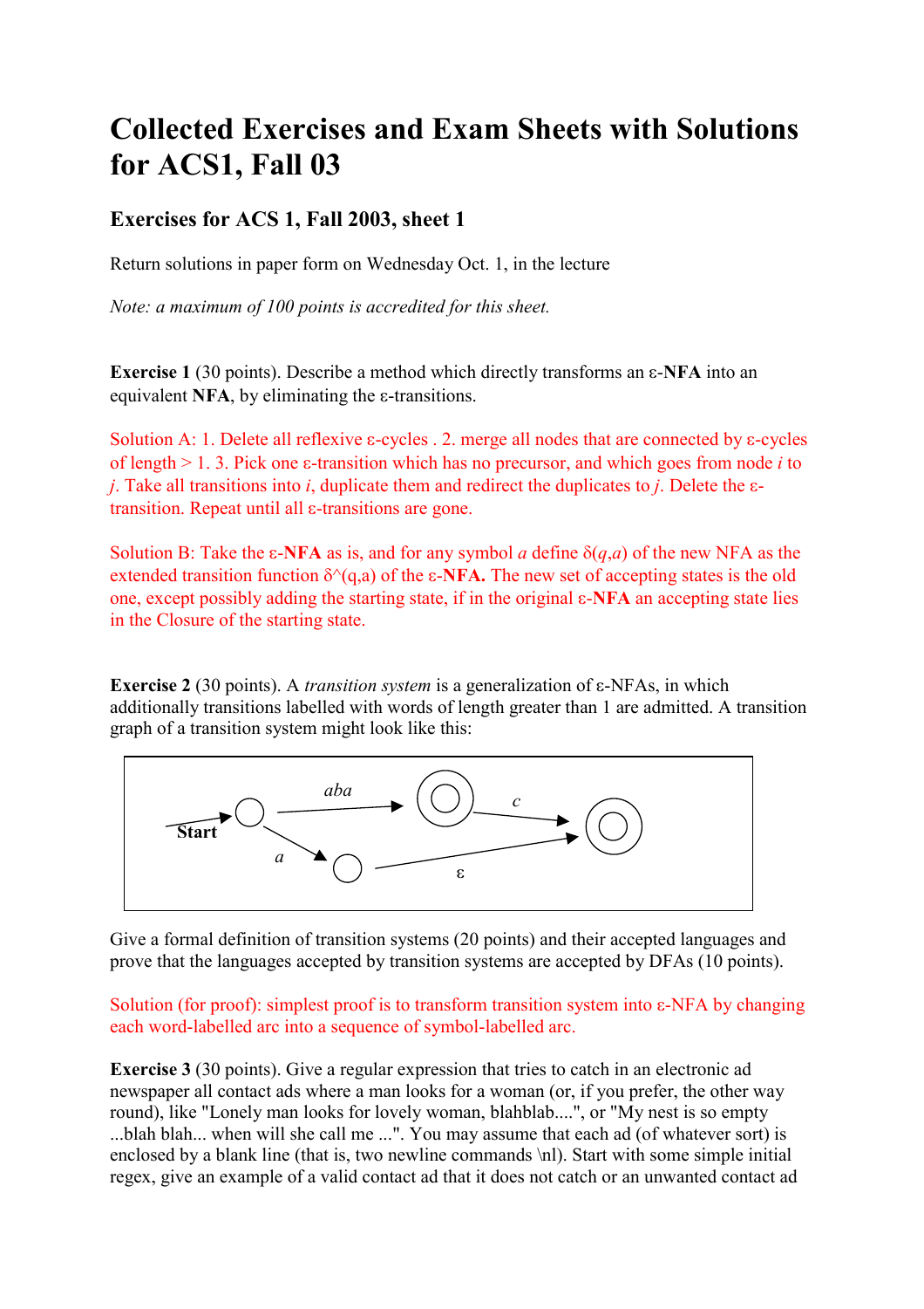# Collected Exercises and Exam Sheets with Solutions for ACS1, Fall 03

### Exercises for ACS 1, Fall 2003, sheet 1

Return solutions in paper form on Wednesday Oct. 1, in the lecture

*Note: a maximum of 100 points is accredited for this sheet.*

**Exercise 1** (30 points). Describe a method which directly transforms an ε-**NFA** into an equivalent **NFA**, by eliminating the ε-transitions.

Solution A: 1. Delete all reflexive ε-cycles . 2. merge all nodes that are connected by ε-cycles of length > 1. 3. Pick one ε-transition which has no precursor, and which goes from node *i* to *j*. Take all transitions into *i*, duplicate them and redirect the duplicates to *j*. Delete the ε-transition. Repeat until all ε-transitions are gone.

Solution B: Take the ε-**NFA** as is, and for any symbol *a* define $\delta(q,a)$ of the new NFA as the extended transition function δ^(q,a) of the ε-**NFA.** The new set of accepting states is the old one, except possibly adding the starting state, if in the original ε-**NFA** an accepting state lies in the Closure of the starting state.

**Exercise 2** (30 points). A *transition system* is a generalization of ε-NFAs, in which additionally transitions labelled with words of length greater than 1 are admitted. A transition graph of a transition system might look like this:

Give a formal definition of transition systems (20 points) and their accepted languages and prove that the languages accepted by transition systems are accepted by DFAs (10 points).

Solution (for proof): simplest proof is to transform transition system into ε-NFA by changing each word-labelled arc into a sequence of symbol-labelled arc.

**Exercise 3** (30 points). Give a regular expression that tries to catch in an electronic ad newspaper all contact ads where a man looks for a woman (or, if you prefer, the other way round), like "Lonely man looks for lovely woman, blahblab....", or "My nest is so empty ...blah blah... when will she call me ...". You may assume that each ad (of whatever sort) is enclosed by a blank line (that is, two newline commands \nl). Start with some simple initial regex, give an example of a valid contact ad that it does not catch or an unwanted contact ad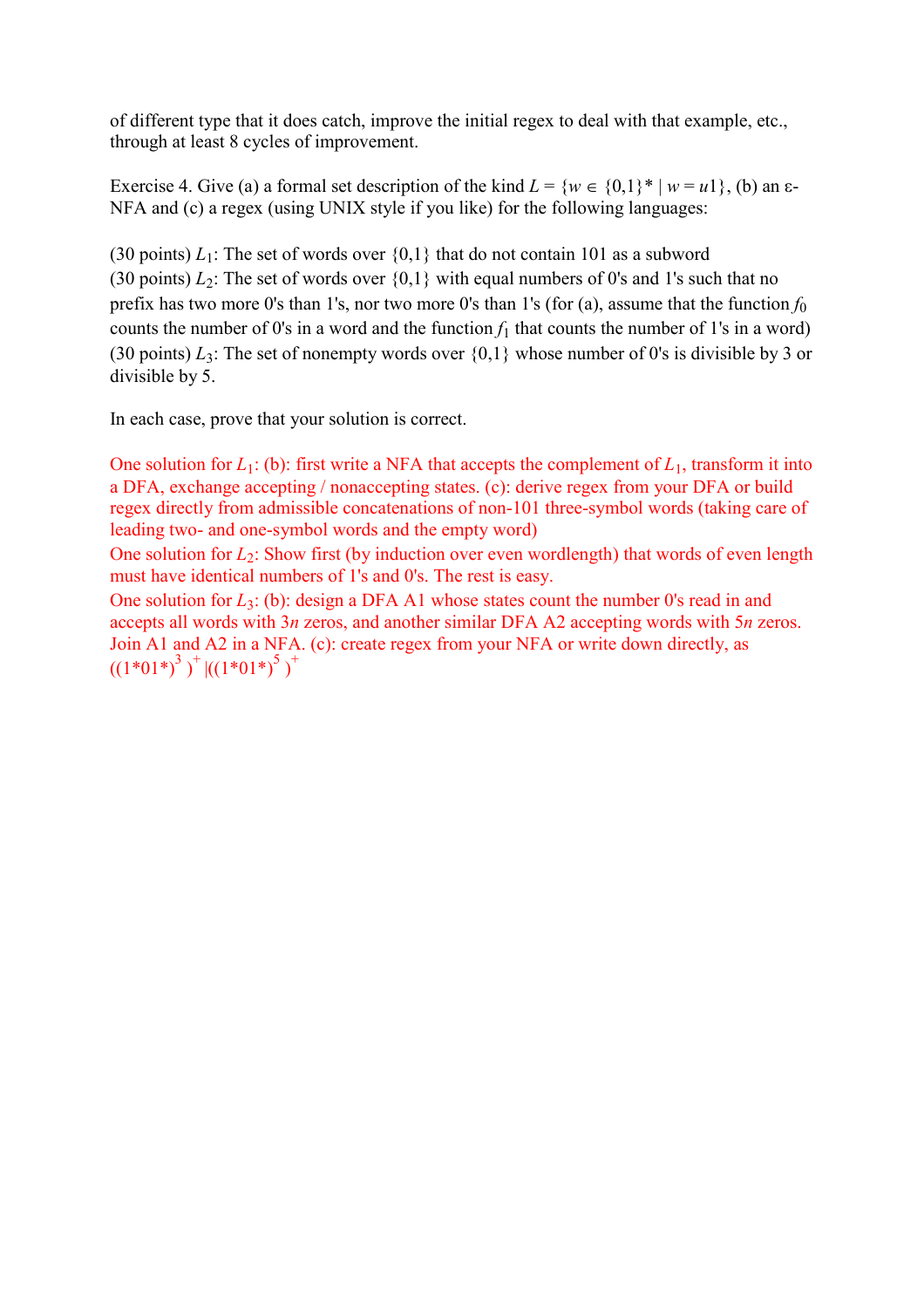of different type that it does catch, improve the initial regex to deal with that example, etc., through at least 8 cycles of improvement.

Exercise 4. Give (a) a formal set description of the kind $L = \{w \in \{0,1\}^* \mid w = u1\}$, (b) an ε-NFA and (c) a regex (using UNIX style if you like) for the following languages:

(30 points) $L_1$: The set of words over {0,1} that do not contain 101 as a subword
(30 points) $L_2$: The set of words over {0,1} with equal numbers of 0's and 1's such that no prefix has two more 0's than 1's, nor two more 0's than 1's (for (a), assume that the function $f_0$ counts the number of 0's in a word and the function $f_1$ that counts the number of 1's in a word)
(30 points) $L_3$: The set of nonempty words over {0,1} whose number of 0's is divisible by 3 or divisible by 5.

In each case, prove that your solution is correct.

One solution for $L_1$: (b): first write a NFA that accepts the complement of $L_1$, transform it into a DFA, exchange accepting / nonaccepting states. (c): derive regex from your DFA or build regex directly from admissible concatenations of non-101 three-symbol words (taking care of leading two- and one-symbol words and the empty word)
One solution for $L_2$: Show first (by induction over even wordlength) that words of even length must have identical numbers of 1's and 0's. The rest is easy.
One solution for $L_3$: (b): design a DFA A1 whose states count the number 0's read in and accepts all words with $3n$ zeros, and another similar DFA A2 accepting words with $5n$ zeros. Join A1 and A2 in a NFA. (c): create regex from your NFA or write down directly, as $((1^*01^*)^3)^+ | ((1^*01^*)^5)^+$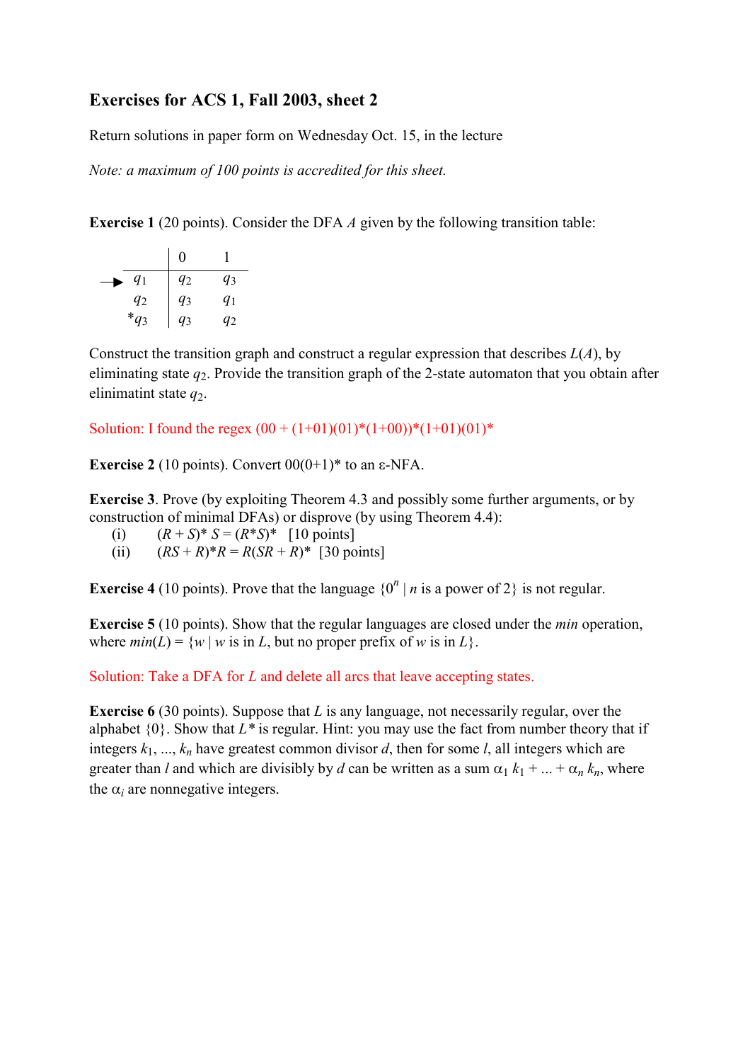## Exercises for ACS 1, Fall 2003, sheet 2

Return solutions in paper form on Wednesday Oct. 15, in the lecture

*Note: a maximum of 100 points is accredited for this sheet.*

**Exercise 1** (20 points). Consider the DFA $A$ given by the following transition table:

| | 0 | 1 |
|---|---|---|
| → $q_1$ | $q_2$ | $q_3$ |
| $q_2$ | $q_3$ | $q_1$ |
| * $q_3$ | $q_3$ | $q_2$ |

Construct the transition graph and construct a regular expression that describes $L(A)$, by eliminating state $q_2$. Provide the transition graph of the 2-state automaton that you obtain after elinimatint state $q_2$.

Solution: I found the regex (00 + (1+01)(01)*(1+00))*(1+01)(01)*

**Exercise 2** (10 points). Convert 00(0+1)* to an ε-NFA.

**Exercise 3**. Prove (by exploiting Theorem 4.3 and possibly some further arguments, or by construction of minimal DFAs) or disprove (by using Theorem 4.4):

(i) $(R + S)^* S = (R^*S)^*$ [10 points]

(ii) $(RS + R)^*R = R(SR + R)^*$ [30 points]

**Exercise 4** (10 points). Prove that the language $\{0^n \mid n \text{ is a power of } 2\}$ is not regular.

**Exercise 5** (10 points). Show that the regular languages are closed under the *min* operation, where $min(L) = \{w \mid w \text{ is in } L, \text{ but no proper prefix of } w \text{ is in } L\}$.

Solution: Take a DFA for $L$ and delete all arcs that leave accepting states.

**Exercise 6** (30 points). Suppose that $L$ is any language, not necessarily regular, over the alphabet $\{0\}$. Show that $L^*$ is regular. Hint: you may use the fact from number theory that if integers $k_1, \ldots, k_n$ have greatest common divisor $d$, then for some $l$, all integers which are greater than $l$ and which are divisibly by $d$ can be written as a sum $\alpha_1 k_1 + \ldots + \alpha_n k_n$, where the $\alpha_i$ are nonnegative integers.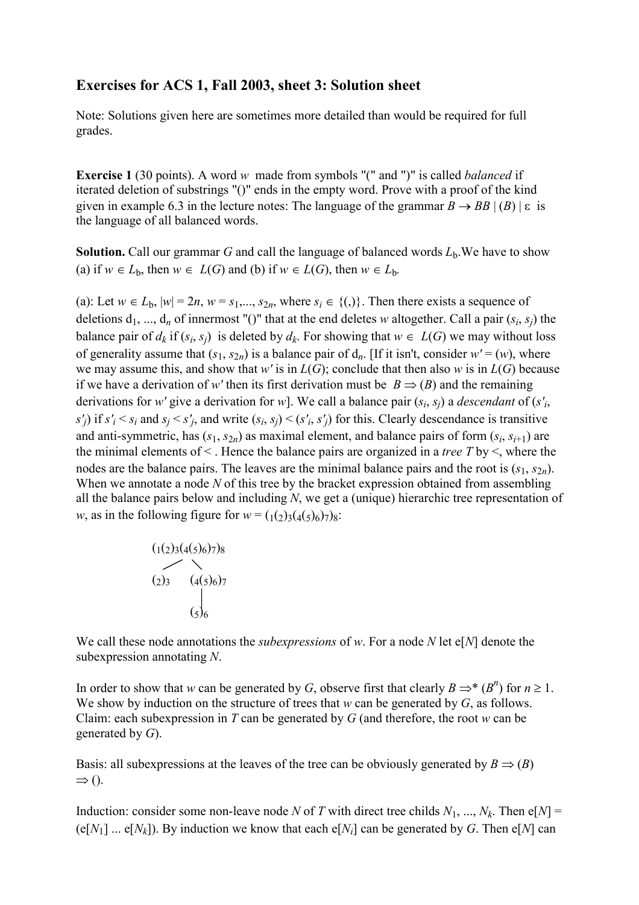## Exercises for ACS 1, Fall 2003, sheet 3: Solution sheet

Note: Solutions given here are sometimes more detailed than would be required for full grades.

**Exercise 1** (30 points). A word $w$ made from symbols "(" and ")" is called *balanced* if iterated deletion of substrings "()" ends in the empty word. Prove with a proof of the kind given in example 6.3 in the lecture notes: The language of the grammar $B \rightarrow BB \mid (B) \mid \varepsilon$ is the language of all balanced words.

**Solution.** Call our grammar $G$ and call the language of balanced words $L_b$. We have to show (a) if $w \in L_b$, then $w \in L(G)$ and (b) if $w \in L(G)$, then $w \in L_b$.

(a): Let $w \in L_b$, $|w| = 2n$, $w = s_1,..., s_{2n}$, where $s_i \in \{(,)\}$. Then there exists a sequence of deletions $d_1, ..., d_n$ of innermost "()" that at the end deletes $w$ altogether. Call a pair $(s_i, s_j)$ the balance pair of $d_k$ if $(s_i, s_j)$ is deleted by $d_k$. For showing that $w \in L(G)$ we may without loss of generality assume that $(s_1, s_{2n})$ is a balance pair of $d_n$. [If it isn't, consider $w' = (w)$, where we may assume this, and show that $w'$ is in $L(G)$; conclude that then also $w$ is in $L(G)$ because if we have a derivation of $w'$ then its first derivation must be $B \Rightarrow (B)$ and the remaining derivations for $w'$ give a derivation for $w$]. We call a balance pair $(s_i, s_j)$ a *descendant* of $(s'_i, s'_j)$ if $s'_i < s_i$ and $s_j < s'_j$, and write $(s_i, s_j) < (s'_i, s'_j)$ for this. Clearly descendance is transitive and anti-symmetric, has $(s_1, s_{2n})$ as maximal element, and balance pairs of form $(s_i, s_{i+1})$ are the minimal elements of $<$. Hence the balance pairs are organized in a *tree* $T$ by $<$, where the nodes are the balance pairs. The leaves are the minimal balance pairs and the root is $(s_1, s_{2n})$. When we annotate a node $N$ of this tree by the bracket expression obtained from assembling all the balance pairs below and including $N$, we get a (unique) hierarchic tree representation of $w$, as in the following figure for $w = (_1(_2)_3(_4(_5)_6)_7)_8$:

```
     (1(2)3(4(5)6)7)8
       /       \
    (2)3     (4(5)6)7
                |
              (5)6
```

We call these node annotations the *subexpressions* of $w$. For a node $N$ let e[$N$] denote the subexpression annotating $N$.

In order to show that $w$ can be generated by $G$, observe first that clearly $B \Rightarrow^* (B^n)$ for $n \geq 1$. We show by induction on the structure of trees that $w$ can be generated by $G$, as follows. Claim: each subexpression in $T$ can be generated by $G$ (and therefore, the root $w$ can be generated by $G$).

Basis: all subexpressions at the leaves of the tree can be obviously generated by $B \Rightarrow (B) \Rightarrow ()$.

Induction: consider some non-leave node $N$ of $T$ with direct tree childs $N_1, ..., N_k$. Then e[$N$] = (e[$N_1$] ... e[$N_k$]). By induction we know that each e[$N_i$] can be generated by $G$. Then e[$N$] can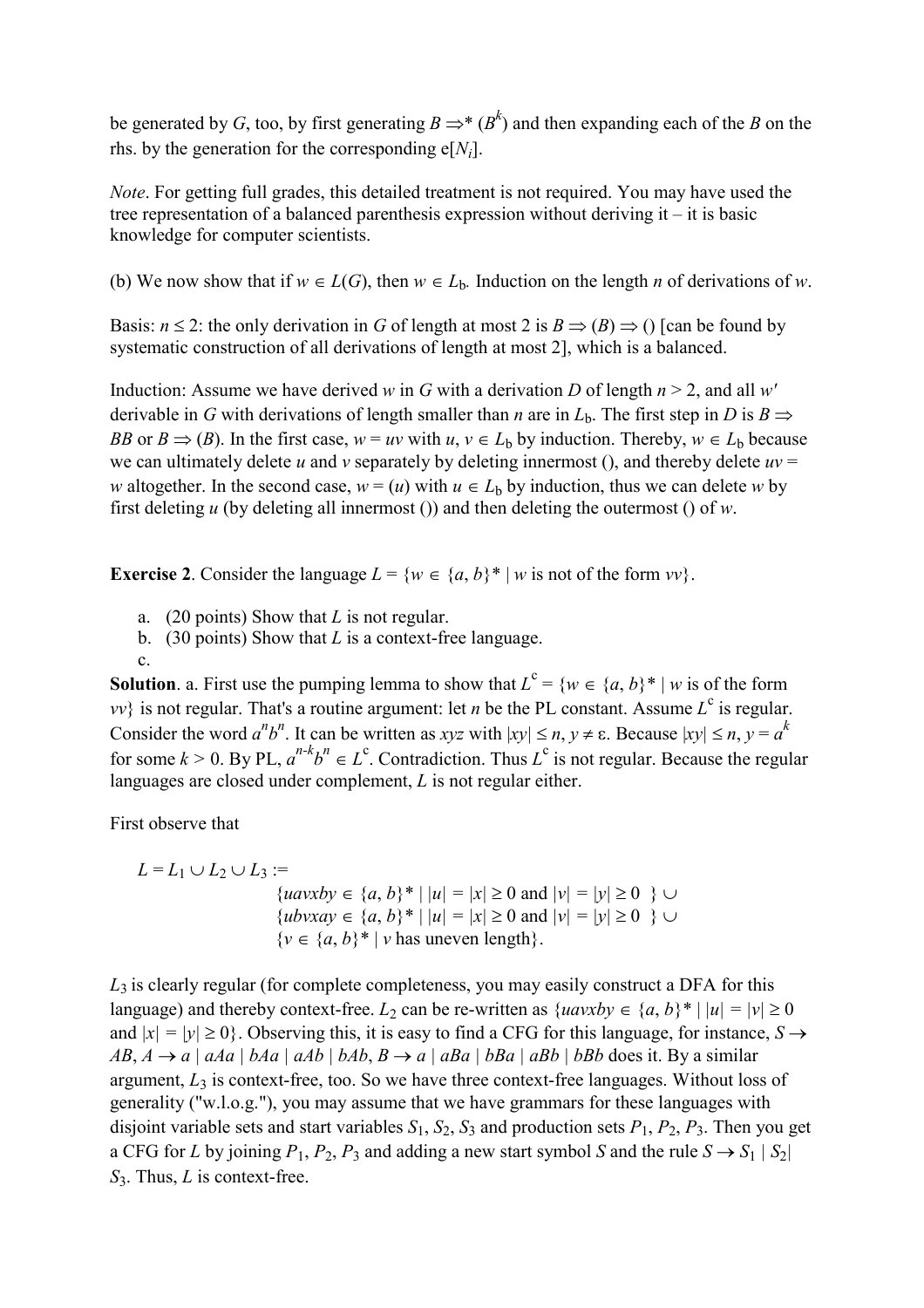be generated by $G$, too, by first generating $B \Rightarrow^* (B^k)$ and then expanding each of the $B$ on the rhs. by the generation for the corresponding e[$N_i$].

*Note*. For getting full grades, this detailed treatment is not required. You may have used the tree representation of a balanced parenthesis expression without deriving it – it is basic knowledge for computer scientists.

(b) We now show that if $w \in L(G)$, then $w \in L_b$. Induction on the length $n$ of derivations of $w$.

Basis: $n \leq 2$: the only derivation in $G$ of length at most 2 is $B \Rightarrow (B) \Rightarrow ()$ [can be found by systematic construction of all derivations of length at most 2], which is a balanced.

Induction: Assume we have derived $w$ in $G$ with a derivation $D$ of length $n > 2$, and all $w'$ derivable in $G$ with derivations of length smaller than $n$ are in $L_b$. The first step in $D$ is $B \Rightarrow BB$ or $B \Rightarrow (B)$. In the first case, $w = uv$ with $u, v \in L_b$ by induction. Thereby, $w \in L_b$ because we can ultimately delete $u$ and $v$ separately by deleting innermost (), and thereby delete $uv = w$ altogether. In the second case, $w = (u)$ with $u \in L_b$ by induction, thus we can delete $w$ by first deleting $u$ (by deleting all innermost ()) and then deleting the outermost () of $w$.

**Exercise 2**. Consider the language $L = \{w \in \{a, b\}^* \mid w \text{ is not of the form } vv\}$.

a. (20 points) Show that $L$ is not regular.
b. (30 points) Show that $L$ is a context-free language.
c.

**Solution**. a. First use the pumping lemma to show that $L^c = \{w \in \{a, b\}^* \mid w \text{ is of the form } vv\}$ is not regular. That's a routine argument: let $n$ be the PL constant. Assume $L^c$ is regular. Consider the word $a^n b^n$. It can be written as $xyz$ with $|xy| \leq n$, $y \neq \varepsilon$. Because $|xy| \leq n$, $y = a^k$ for some $k > 0$. By PL, $a^{n-k} b^n \in L^c$. Contradiction. Thus $L^c$ is not regular. Because the regular languages are closed under complement, $L$ is not regular either.

First observe that

$$
\begin{aligned}
L = L_1 \cup L_2 \cup L_3 := \\
&\{uavxby \in \{a, b\}^* \mid |u| = |x| \geq 0 \text{ and } |v| = |y| \geq 0 \ \} \cup \\
&\{ubvxay \in \{a, b\}^* \mid |u| = |x| \geq 0 \text{ and } |v| = |y| \geq 0 \ \} \cup \\
&\{v \in \{a, b\}^* \mid v \text{ has uneven length}\}.
\end{aligned}
$$

$L_3$ is clearly regular (for complete completeness, you may easily construct a DFA for this language) and thereby context-free. $L_2$ can be re-written as $\{uavxby \in \{a, b\}^* \mid |u| = |v| \geq 0$ and $|x| = |y| \geq 0\}$. Observing this, it is easy to find a CFG for this language, for instance, $S \rightarrow AB$, $A \rightarrow a \mid aAa \mid bAa \mid aAb \mid bAb$, $B \rightarrow a \mid aBa \mid bBa \mid aBb \mid bBb$ does it. By a similar argument, $L_3$ is context-free, too. So we have three context-free languages. Without loss of generality ("w.l.o.g."), you may assume that we have grammars for these languages with disjoint variable sets and start variables $S_1$, $S_2$, $S_3$ and production sets $P_1$, $P_2$, $P_3$. Then you get a CFG for $L$ by joining $P_1$, $P_2$, $P_3$ and adding a new start symbol $S$ and the rule $S \rightarrow S_1 \mid S_2 \mid S_3$. Thus, $L$ is context-free.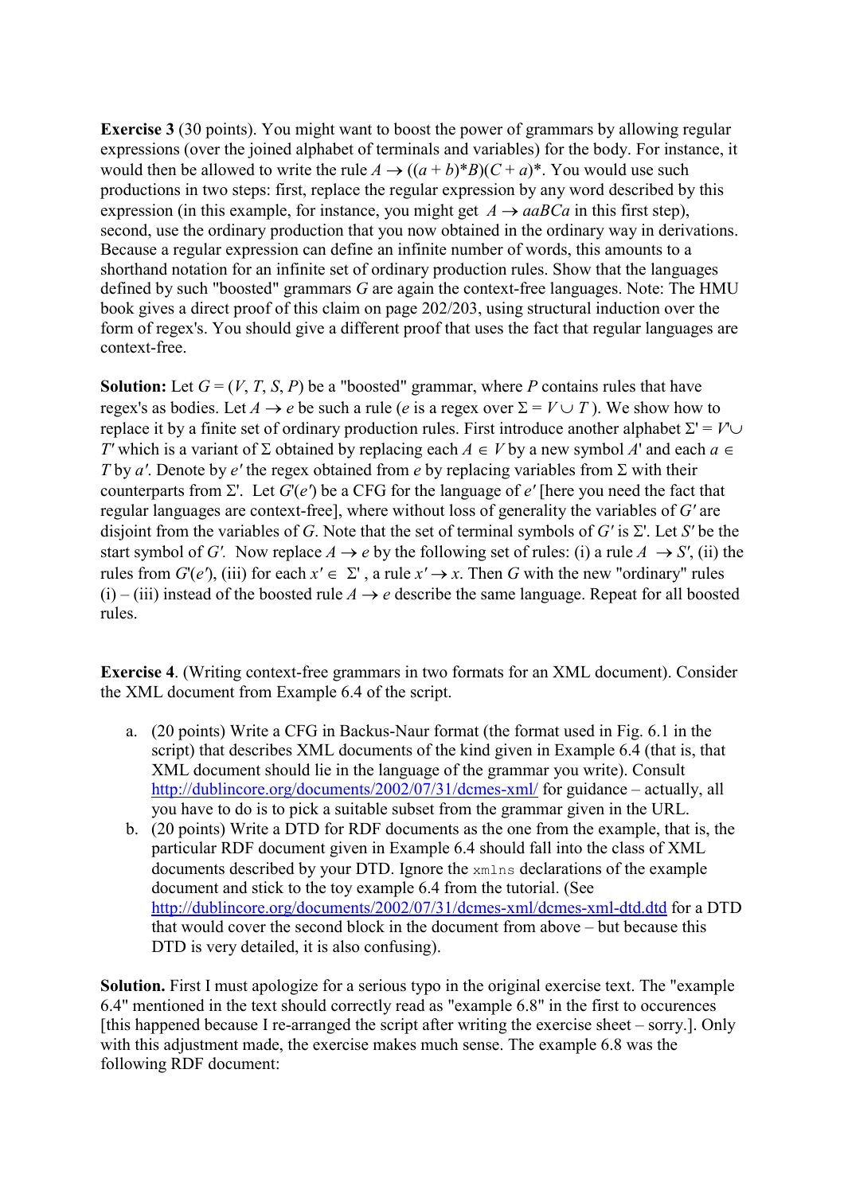**Exercise 3** (30 points). You might want to boost the power of grammars by allowing regular expressions (over the joined alphabet of terminals and variables) for the body. For instance, it would then be allowed to write the rule $A \to ((a + b)^*B)(C + a)^*$. You would use such productions in two steps: first, replace the regular expression by any word described by this expression (in this example, for instance, you might get $A \to aaBCa$ in this first step), second, use the ordinary production that you now obtained in the ordinary way in derivations. Because a regular expression can define an infinite number of words, this amounts to a shorthand notation for an infinite set of ordinary production rules. Show that the languages defined by such "boosted" grammars $G$ are again the context-free languages. Note: The HMU book gives a direct proof of this claim on page 202/203, using structural induction over the form of regex's. You should give a different proof that uses the fact that regular languages are context-free.

**Solution:** Let $G = (V, T, S, P)$ be a "boosted" grammar, where $P$ contains rules that have regex's as bodies. Let $A \to e$ be such a rule ($e$ is a regex over $\Sigma = V \cup T$). We show how to replace it by a finite set of ordinary production rules. First introduce another alphabet $\Sigma' = V' \cup T'$ which is a variant of $\Sigma$ obtained by replacing each $A \in V$ by a new symbol $A'$ and each $a \in T$ by $a'$. Denote by $e'$ the regex obtained from $e$ by replacing variables from $\Sigma$ with their counterparts from $\Sigma'$. Let $G'(e')$ be a CFG for the language of $e'$ [here you need the fact that regular languages are context-free], where without loss of generality the variables of $G'$ are disjoint from the variables of $G$. Note that the set of terminal symbols of $G'$ is $\Sigma'$. Let $S'$ be the start symbol of $G'$. Now replace $A \to e$ by the following set of rules: (i) a rule $A \to S'$, (ii) the rules from $G'(e')$, (iii) for each $x' \in \Sigma'$, a rule $x' \to x$. Then $G$ with the new "ordinary" rules (i) – (iii) instead of the boosted rule $A \to e$ describe the same language. Repeat for all boosted rules.

**Exercise 4**. (Writing context-free grammars in two formats for an XML document). Consider the XML document from Example 6.4 of the script.

a. (20 points) Write a CFG in Backus-Naur format (the format used in Fig. 6.1 in the script) that describes XML documents of the kind given in Example 6.4 (that is, that XML document should lie in the language of the grammar you write). Consult http://dublincore.org/documents/2002/07/31/dcmes-xml/ for guidance – actually, all you have to do is to pick a suitable subset from the grammar given in the URL.
b. (20 points) Write a DTD for RDF documents as the one from the example, that is, the particular RDF document given in Example 6.4 should fall into the class of XML documents described by your DTD. Ignore the `xmlns` declarations of the example document and stick to the toy example 6.4 from the tutorial. (See http://dublincore.org/documents/2002/07/31/dcmes-xml/dcmes-xml-dtd.dtd for a DTD that would cover the second block in the document from above – but because this DTD is very detailed, it is also confusing).

**Solution.** First I must apologize for a serious typo in the original exercise text. The "example 6.4" mentioned in the text should correctly read as "example 6.8" in the first to occurences [this happened because I re-arranged the script after writing the exercise sheet – sorry.]. Only with this adjustment made, the exercise makes much sense. The example 6.8 was the following RDF document: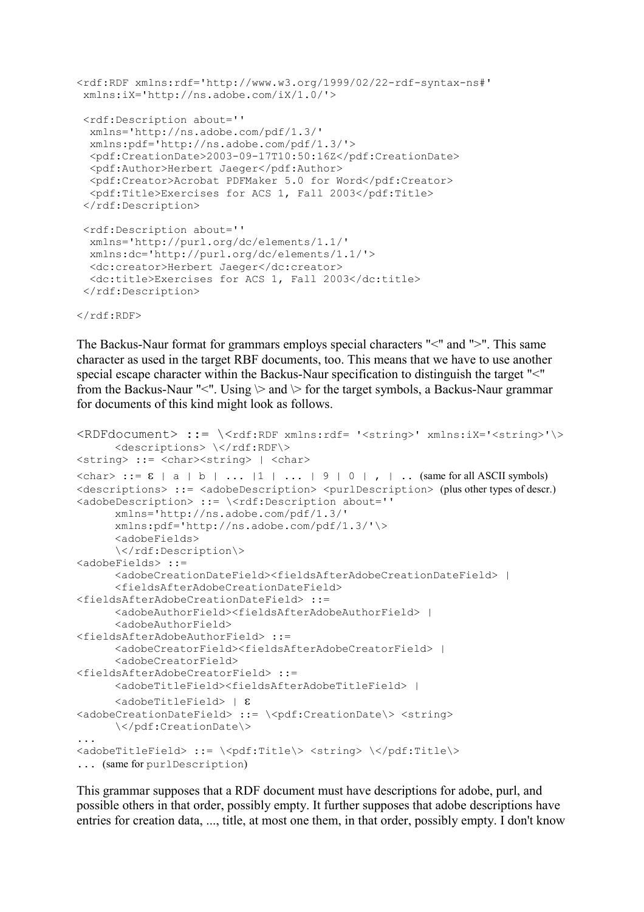```
<rdf:RDF xmlns:rdf='http://www.w3.org/1999/02/22-rdf-syntax-ns#'
 xmlns:iX='http://ns.adobe.com/iX/1.0/'>

 <rdf:Description about=''
  xmlns='http://ns.adobe.com/pdf/1.3/'
  xmlns:pdf='http://ns.adobe.com/pdf/1.3/'>
  <pdf:CreationDate>2003-09-17T10:50:16Z</pdf:CreationDate>
  <pdf:Author>Herbert Jaeger</pdf:Author>
  <pdf:Creator>Acrobat PDFMaker 5.0 for Word</pdf:Creator>
  <pdf:Title>Exercises for ACS 1, Fall 2003</pdf:Title>
 </rdf:Description>

 <rdf:Description about=''
  xmlns='http://purl.org/dc/elements/1.1/'
  xmlns:dc='http://purl.org/dc/elements/1.1/'>
  <dc:creator>Herbert Jaeger</dc:creator>
  <dc:title>Exercises for ACS 1, Fall 2003</dc:title>
 </rdf:Description>

</rdf:RDF>
```

The Backus-Naur format for grammars employs special characters "<" and ">". This same character as used in the target RBF documents, too. This means that we have to use another special escape character within the Backus-Naur specification to distinguish the target "<" from the Backus-Naur "<". Using \> and \> for the target symbols, a Backus-Naur grammar for documents of this kind might look as follows.

```
<RDFdocument> ::= \<rdf:RDF xmlns:rdf= '<string>' xmlns:iX='<string>'\>
      <descriptions> \</rdf:RDF\>
<string> ::= <char><string> | <char>
<char> ::= ε | a | b | ... |1 | ... | 9 | 0 | , | .. (same for all ASCII symbols)
<descriptions> ::= <adobeDescription> <purlDescription> (plus other types of descr.)
<adobeDescription> ::= \<rdf:Description about=''
      xmlns='http://ns.adobe.com/pdf/1.3/'
      xmlns:pdf='http://ns.adobe.com/pdf/1.3/'\>
      <adobeFields>
      \</rdf:Description\>
<adobeFields> ::=
      <adobeCreationDateField><fieldsAfterAdobeCreationDateField> |
      <fieldsAfterAdobeCreationDateField>
<fieldsAfterAdobeCreationDateField> ::=
      <adobeAuthorField><fieldsAfterAdobeAuthorField> |
      <adobeAuthorField>
<fieldsAfterAdobeAuthorField> ::=
      <adobeCreatorField><fieldsAfterAdobeCreatorField> |
      <adobeCreatorField>
<fieldsAfterAdobeCreatorField> ::=
      <adobeTitleField><fieldsAfterAdobeTitleField> |
      <adobeTitleField> | ε
<adobeCreationDateField> ::= \<pdf:CreationDate\> <string>
      \</pdf:CreationDate\>
...
<adobeTitleField> ::= \<pdf:Title\> <string> \</pdf:Title\>
... (same for purlDescription)
```

This grammar supposes that a RDF document must have descriptions for adobe, purl, and possible others in that order, possibly empty. It further supposes that adobe descriptions have entries for creation data, ..., title, at most one them, in that order, possibly empty. I don't know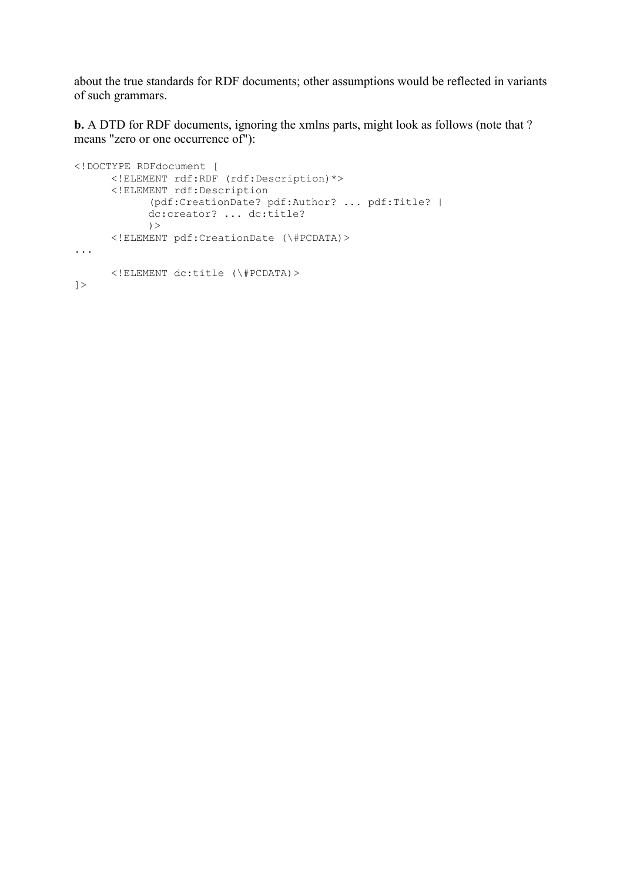about the true standards for RDF documents; other assumptions would be reflected in variants of such grammars.

**b.** A DTD for RDF documents, ignoring the xmlns parts, might look as follows (note that ? means "zero or one occurrence of"):

```
<!DOCTYPE RDFdocument [
      <!ELEMENT rdf:RDF (rdf:Description)*>
      <!ELEMENT rdf:Description
            (pdf:CreationDate? pdf:Author? ... pdf:Title? |
            dc:creator? ... dc:title?
            )>
      <!ELEMENT pdf:CreationDate (\#PCDATA)>
...
      <!ELEMENT dc:title (\#PCDATA)>
]>
```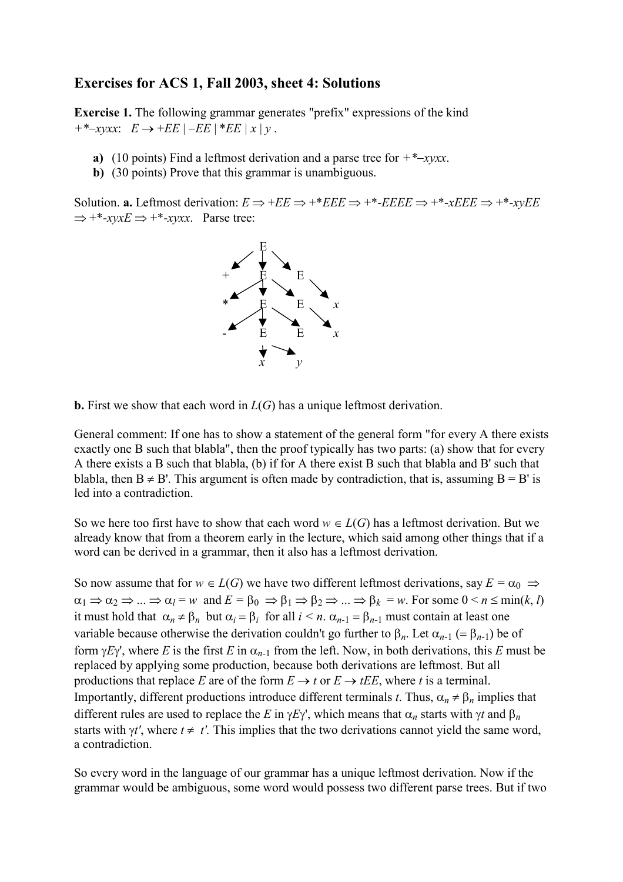## Exercises for ACS 1, Fall 2003, sheet 4: Solutions

**Exercise 1.** The following grammar generates "prefix" expressions of the kind $+*-xyxx$: $E \rightarrow +EE \mid -EE \mid *EE \mid x \mid y$ .

- **a)** (10 points) Find a leftmost derivation and a parse tree for $+*-xyxx$.
- **b)** (30 points) Prove that this grammar is unambiguous.

Solution. **a.** Leftmost derivation: $E \Rightarrow +EE \Rightarrow +*EEE \Rightarrow +*-EEEE \Rightarrow +*-xEEE \Rightarrow +*-xyEE \Rightarrow +*-xyxE \Rightarrow +*-xyxx$. Parse tree:

```
            E
         /  |  \
        +   E    E
          / | \    \
         *  E  E    x
          / | \  \
         -  E  E  x
            |   \
            x    y
```

**b.** First we show that each word in $L(G)$ has a unique leftmost derivation.

General comment: If one has to show a statement of the general form "for every A there exists exactly one B such that blabla", then the proof typically has two parts: (a) show that for every A there exists a B such that blabla, (b) if for A there exist B such that blabla and B' such that blabla, then B ≠ B'. This argument is often made by contradiction, that is, assuming B = B' is led into a contradiction.

So we here too first have to show that each word $w \in L(G)$ has a leftmost derivation. But we already know that from a theorem early in the lecture, which said among other things that if a word can be derived in a grammar, then it also has a leftmost derivation.

So now assume that for $w \in L(G)$ we have two different leftmost derivations, say $E = \alpha_0 \Rightarrow \alpha_1 \Rightarrow \alpha_2 \Rightarrow ... \Rightarrow \alpha_l = w$ and $E = \beta_0 \Rightarrow \beta_1 \Rightarrow \beta_2 \Rightarrow ... \Rightarrow \beta_k = w$. For some $0 < n \leq \min(k, l)$ it must hold that $\alpha_n \neq \beta_n$ but $\alpha_i = \beta_i$ for all $i < n$. $\alpha_{n-1} = \beta_{n-1}$ must contain at least one variable because otherwise the derivation couldn't go further to $\beta_n$. Let $\alpha_{n-1}$ ($= \beta_{n-1}$) be of form $\gamma E \gamma'$, where $E$ is the first $E$ in $\alpha_{n-1}$ from the left. Now, in both derivations, this $E$ must be replaced by applying some production, because both derivations are leftmost. But all productions that replace $E$ are of the form $E \rightarrow t$ or $E \rightarrow tEE$, where $t$ is a terminal. Importantly, different productions introduce different terminals $t$. Thus, $\alpha_n \neq \beta_n$ implies that different rules are used to replace the $E$ in $\gamma E \gamma'$, which means that $\alpha_n$ starts with $\gamma t$ and $\beta_n$ starts with $\gamma t'$, where $t \neq t'$. This implies that the two derivations cannot yield the same word, a contradiction.

So every word in the language of our grammar has a unique leftmost derivation. Now if the grammar would be ambiguous, some word would possess two different parse trees. But if two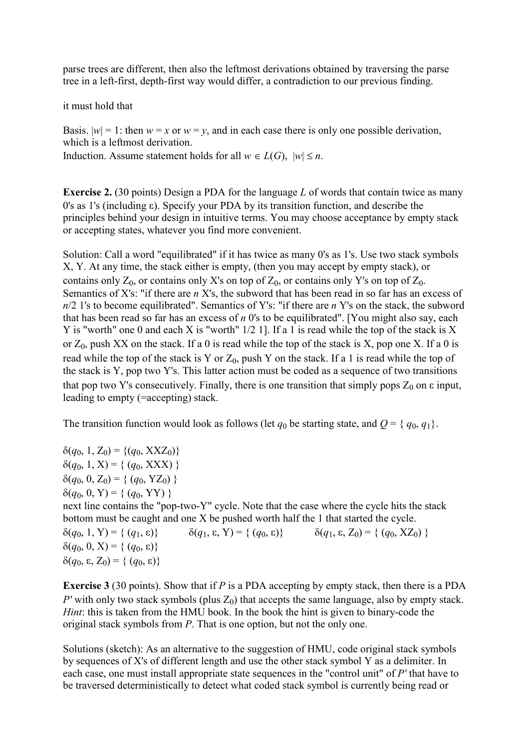parse trees are different, then also the leftmost derivations obtained by traversing the parse tree in a left-first, depth-first way would differ, a contradiction to our previous finding.

it must hold that

Basis. $|w| = 1$: then $w = x$ or $w = y$, and in each case there is only one possible derivation, which is a leftmost derivation.
Induction. Assume statement holds for all $w \in L(G)$, $|w| \leq n$.

**Exercise 2.** (30 points) Design a PDA for the language *L* of words that contain twice as many 0's as 1's (including ε). Specify your PDA by its transition function, and describe the principles behind your design in intuitive terms. You may choose acceptance by empty stack or accepting states, whatever you find more convenient.

Solution: Call a word "equilibrated" if it has twice as many 0's as 1's. Use two stack symbols X, Y. At any time, the stack either is empty, (then you may accept by empty stack), or contains only $Z_0$, or contains only X's on top of $Z_0$, or contains only Y's on top of $Z_0$. Semantics of X's: "if there are *n* X's, the subword that has been read in so far has an excess of $n/2$ 1's to become equilibrated". Semantics of Y's: "if there are *n* Y's on the stack, the subword that has been read so far has an excess of *n* 0's to be equilibrated". [You might also say, each Y is "worth" one 0 and each X is "worth" 1/2 1]. If a 1 is read while the top of the stack is X or $Z_0$, push XX on the stack. If a 0 is read while the top of the stack is X, pop one X. If a 0 is read while the top of the stack is Y or $Z_0$, push Y on the stack. If a 1 is read while the top of the stack is Y, pop two Y's. This latter action must be coded as a sequence of two transitions that pop two Y's consecutively. Finally, there is one transition that simply pops $Z_0$ on ε input, leading to empty (=accepting) stack.

The transition function would look as follows (let $q_0$ be starting state, and $Q = \{ q_0, q_1\}$.

$\delta(q_0, 1, Z_0) = \{(q_0, XXZ_0)\}$
$\delta(q_0, 1, X) = \{ (q_0, XXX) \}$
$\delta(q_0, 0, Z_0) = \{ (q_0, YZ_0) \}$
$\delta(q_0, 0, Y) = \{ (q_0, YY) \}$
next line contains the "pop-two-Y" cycle. Note that the case where the cycle hits the stack bottom must be caught and one X be pushed worth half the 1 that started the cycle.
$\delta(q_0, 1, Y) = \{ (q_1, \varepsilon)\}$ $\quad \delta(q_1, \varepsilon, Y) = \{ (q_0, \varepsilon)\}$ $\quad \delta(q_1, \varepsilon, Z_0) = \{ (q_0, XZ_0) \}$
$\delta(q_0, 0, X) = \{ (q_0, \varepsilon)\}$
$\delta(q_0, \varepsilon, Z_0) = \{ (q_0, \varepsilon)\}$

**Exercise 3** (30 points). Show that if *P* is a PDA accepting by empty stack, then there is a PDA *P'* with only two stack symbols (plus $Z_0$) that accepts the same language, also by empty stack. *Hint*: this is taken from the HMU book. In the book the hint is given to binary-code the original stack symbols from *P*. That is one option, but not the only one.

Solutions (sketch): As an alternative to the suggestion of HMU, code original stack symbols by sequences of X's of different length and use the other stack symbol Y as a delimiter. In each case, one must install appropriate state sequences in the "control unit" of *P'* that have to be traversed deterministically to detect what coded stack symbol is currently being read or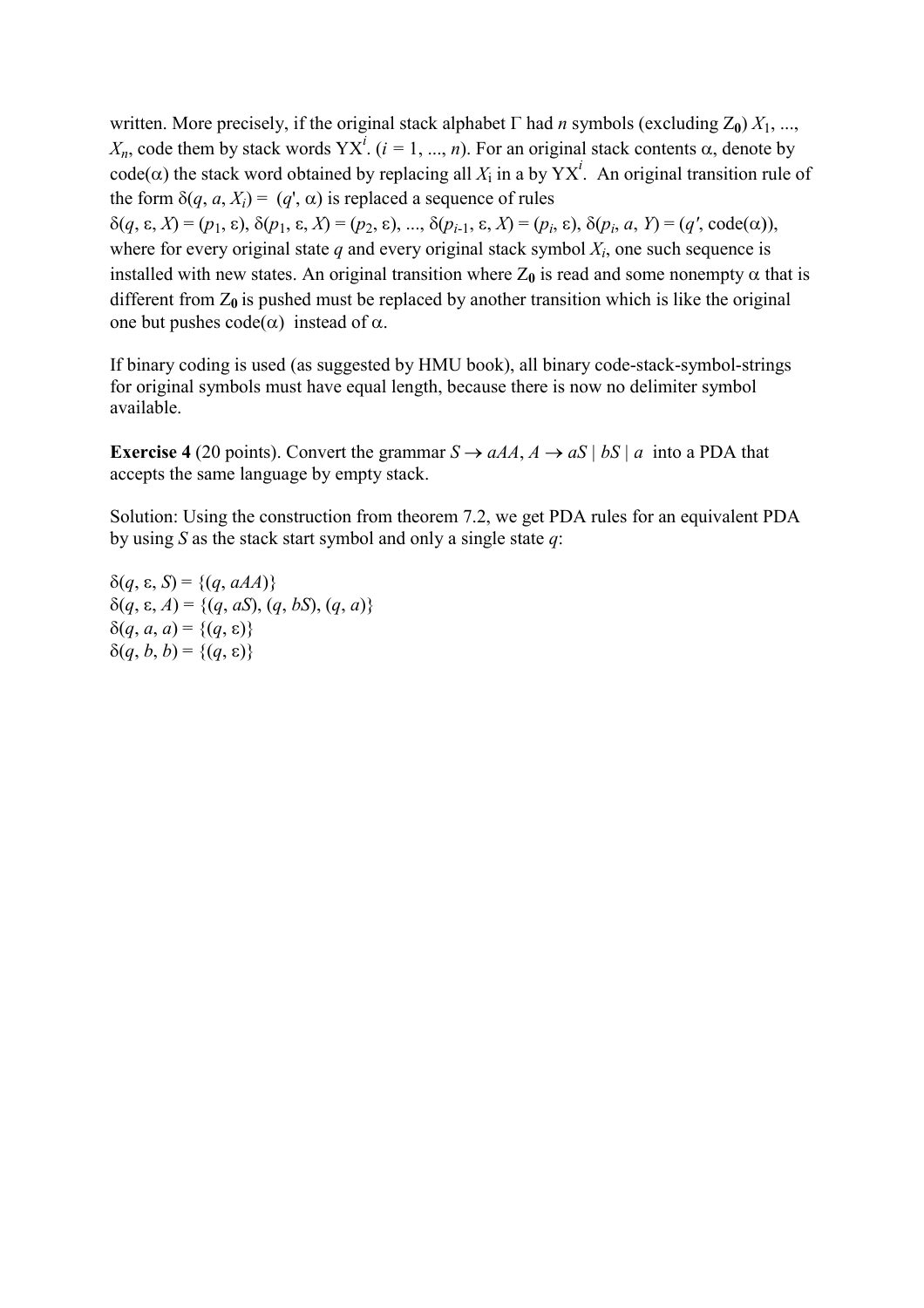written. More precisely, if the original stack alphabet $\Gamma$ had $n$ symbols (excluding $\mathbf{Z_0}$) $X_1$, ..., $X_n$, code them by stack words $YX^i$. ($i$ = 1, ..., $n$). For an original stack contents $\alpha$, denote by code($\alpha$) the stack word obtained by replacing all $X_i$ in a by $YX^i$. An original transition rule of the form $\delta(q, a, X_i) = (q', \alpha)$ is replaced a sequence of rules $\delta(q, \varepsilon, X) = (p_1, \varepsilon)$, $\delta(p_1, \varepsilon, X) = (p_2, \varepsilon)$, ..., $\delta(p_{i-1}, \varepsilon, X) = (p_i, \varepsilon)$, $\delta(p_i, a, Y) = (q', \text{code}(\alpha))$, where for every original state $q$ and every original stack symbol $X_i$, one such sequence is installed with new states. An original transition where $\mathbf{Z_0}$ is read and some nonempty $\alpha$ that is different from $\mathbf{Z_0}$ is pushed must be replaced by another transition which is like the original one but pushes code($\alpha$) instead of $\alpha$.

If binary coding is used (as suggested by HMU book), all binary code-stack-symbol-strings for original symbols must have equal length, because there is now no delimiter symbol available.

**Exercise 4** (20 points). Convert the grammar $S \rightarrow aAA$, $A \rightarrow aS \mid bS \mid a$ into a PDA that accepts the same language by empty stack.

Solution: Using the construction from theorem 7.2, we get PDA rules for an equivalent PDA by using $S$ as the stack start symbol and only a single state $q$:

$\delta(q, \varepsilon, S) = \{(q, aAA)\}$
$\delta(q, \varepsilon, A) = \{(q, aS), (q, bS), (q, a)\}$
$\delta(q, a, a) = \{(q, \varepsilon)\}$
$\delta(q, b, b) = \{(q, \varepsilon)\}$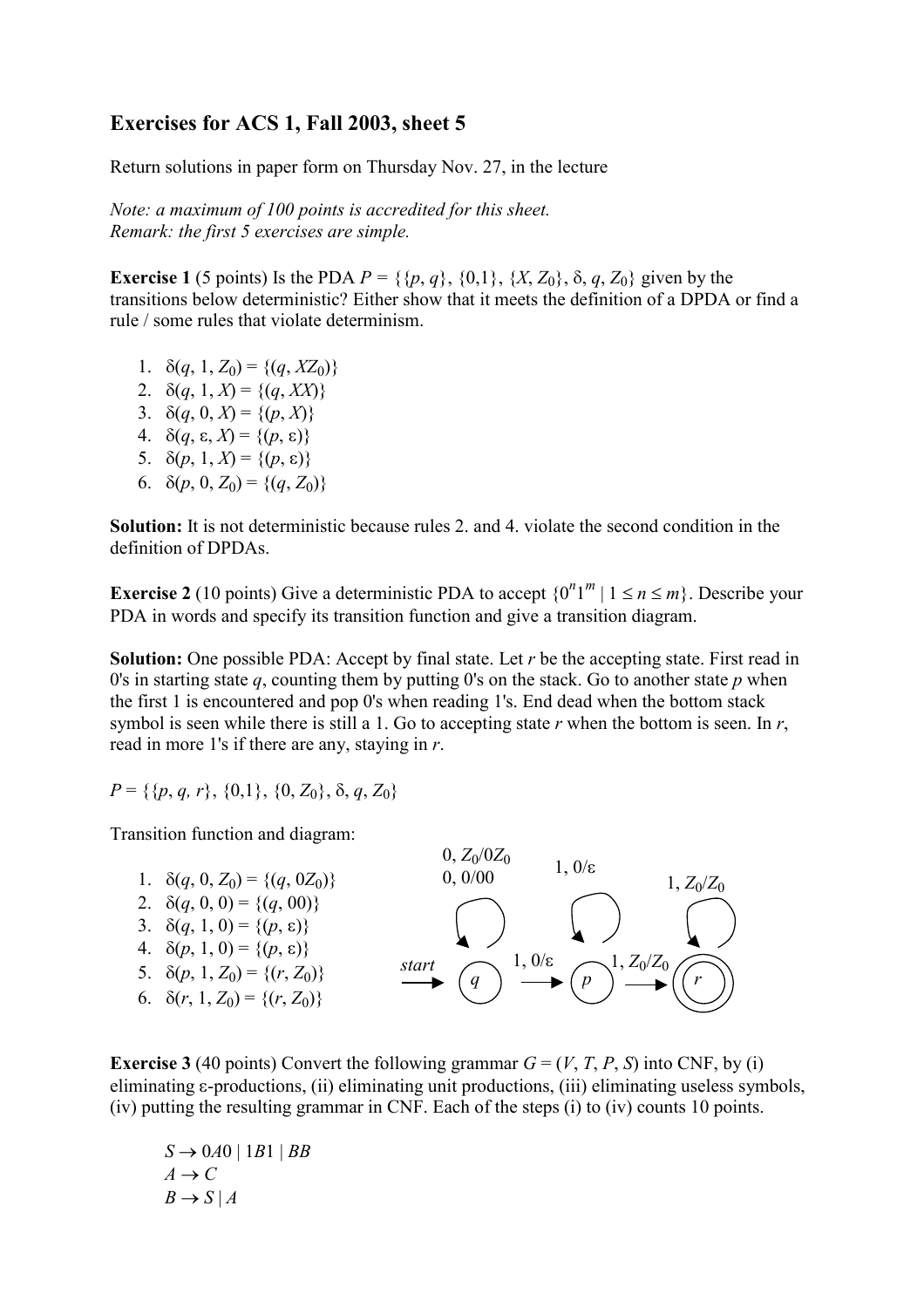## Exercises for ACS 1, Fall 2003, sheet 5

Return solutions in paper form on Thursday Nov. 27, in the lecture

*Note: a maximum of 100 points is accredited for this sheet.*
*Remark: the first 5 exercises are simple.*

**Exercise 1** (5 points) Is the PDA $P = \{\{p, q\}, \{0,1\}, \{X, Z_0\}, \delta, q, Z_0\}$ given by the transitions below deterministic? Either show that it meets the definition of a DPDA or find a rule / some rules that violate determinism.

1. $\delta(q, 1, Z_0) = \{(q, XZ_0)\}$
2. $\delta(q, 1, X) = \{(q, XX)\}$
3. $\delta(q, 0, X) = \{(p, X)\}$
4. $\delta(q, \varepsilon, X) = \{(p, \varepsilon)\}$
5. $\delta(p, 1, X) = \{(p, \varepsilon)\}$
6. $\delta(p, 0, Z_0) = \{(q, Z_0)\}$

**Solution:** It is not deterministic because rules 2. and 4. violate the second condition in the definition of DPDAs.

**Exercise 2** (10 points) Give a deterministic PDA to accept $\{0^n1^m \mid 1 \leq n \leq m\}$. Describe your PDA in words and specify its transition function and give a transition diagram.

**Solution:** One possible PDA: Accept by final state. Let $r$ be the accepting state. First read in 0's in starting state $q$, counting them by putting 0's on the stack. Go to another state $p$ when the first 1 is encountered and pop 0's when reading 1's. End dead when the bottom stack symbol is seen while there is still a 1. Go to accepting state $r$ when the bottom is seen. In $r$, read in more 1's if there are any, staying in $r$.

$P = \{\{p, q, r\}, \{0,1\}, \{0, Z_0\}, \delta, q, Z_0\}$

Transition function and diagram:

1. $\delta(q, 0, Z_0) = \{(q, 0Z_0)\}$
2. $\delta(q, 0, 0) = \{(q, 00)\}$
3. $\delta(q, 1, 0) = \{(p, \varepsilon)\}$
4. $\delta(p, 1, 0) = \{(p, \varepsilon)\}$
5. $\delta(p, 1, Z_0) = \{(r, Z_0)\}$
6. $\delta(r, 1, Z_0) = \{(r, Z_0)\}$

start → $q$ (loop: $0, Z_0/0Z_0$; $0, 0/00$) —$1, 0/\varepsilon$→ $p$ (loop: $1, 0/\varepsilon$) —$1, Z_0/Z_0$→ $r$ (accepting; loop: $1, Z_0/Z_0$)

**Exercise 3** (40 points) Convert the following grammar $G = (V, T, P, S)$ into CNF, by (i) eliminating ε-productions, (ii) eliminating unit productions, (iii) eliminating useless symbols, (iv) putting the resulting grammar in CNF. Each of the steps (i) to (iv) counts 10 points.

$S \rightarrow 0A0 \mid 1B1 \mid BB$
$A \rightarrow C$
$B \rightarrow S \mid A$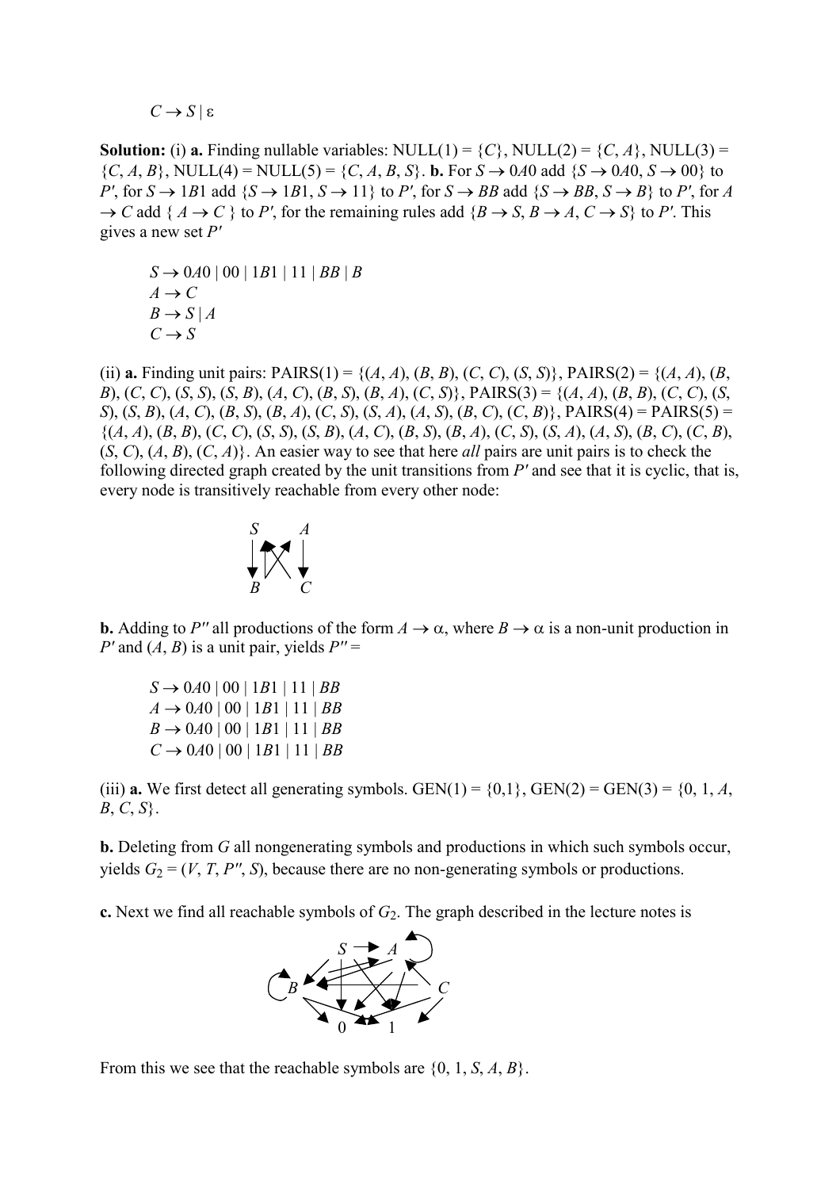$C \to S \mid \varepsilon$

**Solution:** (i) **a.** Finding nullable variables: NULL(1) = $\{C\}$, NULL(2) = $\{C, A\}$, NULL(3) = $\{C, A, B\}$, NULL(4) = NULL(5) = $\{C, A, B, S\}$. **b.** For $S \to 0A0$ add $\{S \to 0A0, S \to 00\}$ to $P'$, for $S \to 1B1$ add $\{S \to 1B1, S \to 11\}$ to $P'$, for $S \to BB$ add $\{S \to BB, S \to B\}$ to $P'$, for $A \to C$ add $\{ A \to C \}$ to $P'$, for the remaining rules add $\{B \to S, B \to A, C \to S\}$ to $P'$. This gives a new set $P'$

$S \to 0A0 \mid 00 \mid 1B1 \mid 11 \mid BB \mid B$
$A \to C$
$B \to S \mid A$
$C \to S$

(ii) **a.** Finding unit pairs: PAIRS(1) = $\{(A, A), (B, B), (C, C), (S, S)\}$, PAIRS(2) = $\{(A, A), (B, B), (C, C), (S, S), (S, B), (A, C), (B, S), (B, A), (C, S)\}$, PAIRS(3) = $\{(A, A), (B, B), (C, C), (S, S), (S, B), (A, C), (B, S), (B, A), (C, S), (S, A), (A, S), (B, C), (C, B)\}$, PAIRS(4) = PAIRS(5) = $\{(A, A), (B, B), (C, C), (S, S), (S, B), (A, C), (B, S), (B, A), (C, S), (S, A), (A, S), (B, C), (C, B), (S, C), (A, B), (C, A)\}$. An easier way to see that here *all* pairs are unit pairs is to check the following directed graph created by the unit transitions from $P'$ and see that it is cyclic, that is, every node is transitively reachable from every other node:

**b.** Adding to $P''$ all productions of the form $A \to \alpha$, where $B \to \alpha$ is a non-unit production in $P'$ and $(A, B)$ is a unit pair, yields $P''$ =

$S \to 0A0 \mid 00 \mid 1B1 \mid 11 \mid BB$
$A \to 0A0 \mid 00 \mid 1B1 \mid 11 \mid BB$
$B \to 0A0 \mid 00 \mid 1B1 \mid 11 \mid BB$
$C \to 0A0 \mid 00 \mid 1B1 \mid 11 \mid BB$

(iii) **a.** We first detect all generating symbols. GEN(1) = $\{0,1\}$, GEN(2) = GEN(3) = $\{0, 1, A, B, C, S\}$.

**b.** Deleting from $G$ all nongenerating symbols and productions in which such symbols occur, yields $G_2 = (V, T, P'', S)$, because there are no non-generating symbols or productions.

**c.** Next we find all reachable symbols of $G_2$. The graph described in the lecture notes is

From this we see that the reachable symbols are $\{0, 1, S, A, B\}$.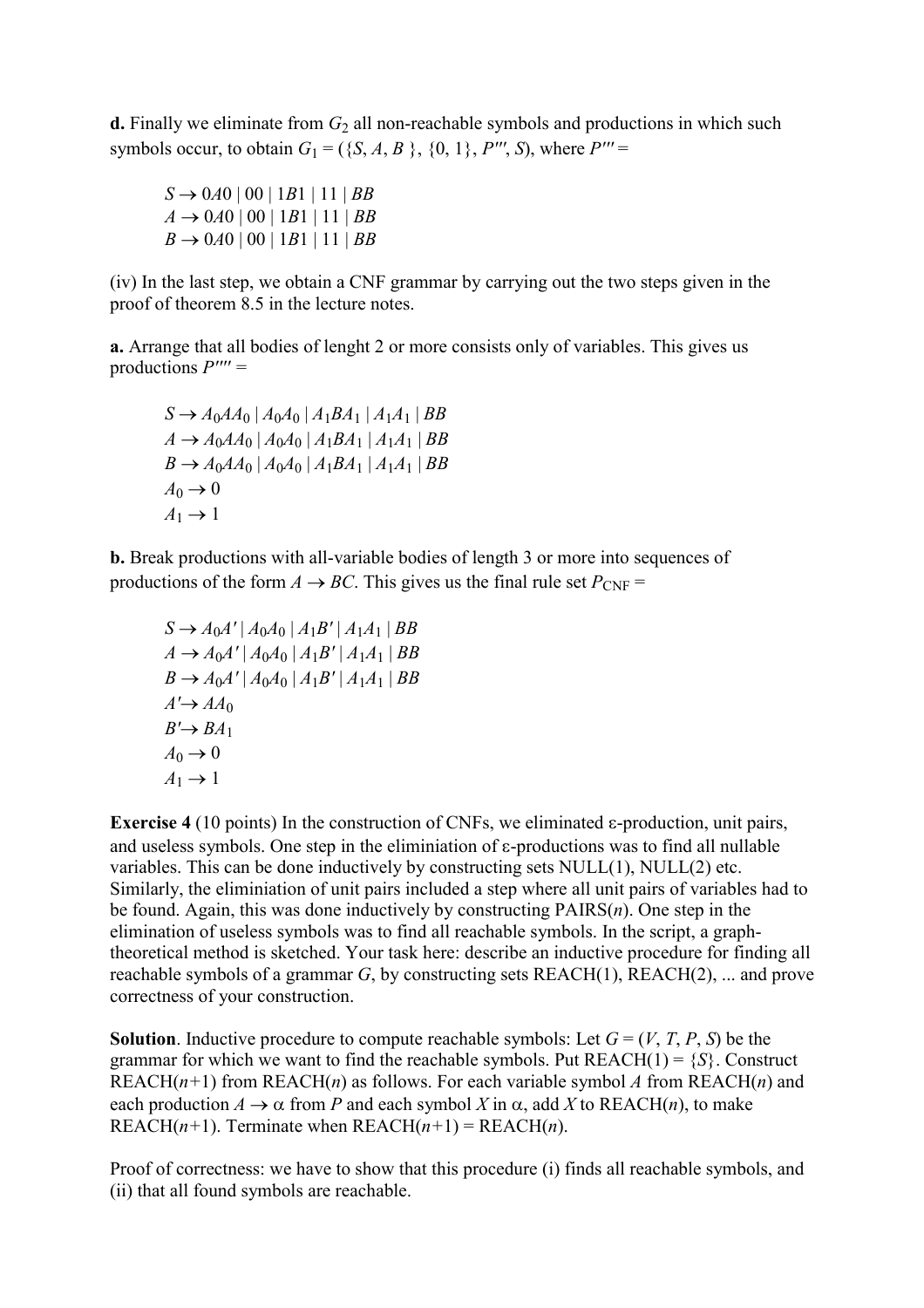**d.** Finally we eliminate from $G_2$ all non-reachable symbols and productions in which such symbols occur, to obtain $G_1 = (\{S, A, B\}, \{0, 1\}, P''', S)$, where $P''' =$

$$S \to 0A0 \mid 00 \mid 1B1 \mid 11 \mid BB$$
$$A \to 0A0 \mid 00 \mid 1B1 \mid 11 \mid BB$$
$$B \to 0A0 \mid 00 \mid 1B1 \mid 11 \mid BB$$

(iv) In the last step, we obtain a CNF grammar by carrying out the two steps given in the proof of theorem 8.5 in the lecture notes.

**a.** Arrange that all bodies of lenght 2 or more consists only of variables. This gives us productions $P'''' =$

$$S \to A_0AA_0 \mid A_0A_0 \mid A_1BA_1 \mid A_1A_1 \mid BB$$
$$A \to A_0AA_0 \mid A_0A_0 \mid A_1BA_1 \mid A_1A_1 \mid BB$$
$$B \to A_0AA_0 \mid A_0A_0 \mid A_1BA_1 \mid A_1A_1 \mid BB$$
$$A_0 \to 0$$
$$A_1 \to 1$$

**b.** Break productions with all-variable bodies of length 3 or more into sequences of productions of the form $A \to BC$. This gives us the final rule set $P_{\text{CNF}} =$

$$S \to A_0A' \mid A_0A_0 \mid A_1B' \mid A_1A_1 \mid BB$$
$$A \to A_0A' \mid A_0A_0 \mid A_1B' \mid A_1A_1 \mid BB$$
$$B \to A_0A' \mid A_0A_0 \mid A_1B' \mid A_1A_1 \mid BB$$
$$A' \to AA_0$$
$$B' \to BA_1$$
$$A_0 \to 0$$
$$A_1 \to 1$$

**Exercise 4** (10 points) In the construction of CNFs, we eliminated ε-production, unit pairs, and useless symbols. One step in the eliminiation of ε-productions was to find all nullable variables. This can be done inductively by constructing sets NULL(1), NULL(2) etc. Similarly, the eliminiation of unit pairs included a step where all unit pairs of variables had to be found. Again, this was done inductively by constructing PAIRS($n$). One step in the elimination of useless symbols was to find all reachable symbols. In the script, a graph-theoretical method is sketched. Your task here: describe an inductive procedure for finding all reachable symbols of a grammar $G$, by constructing sets REACH(1), REACH(2), ... and prove correctness of your construction.

**Solution**. Inductive procedure to compute reachable symbols: Let $G = (V, T, P, S)$ be the grammar for which we want to find the reachable symbols. Put REACH(1) = $\{S\}$. Construct REACH($n$+1) from REACH($n$) as follows. For each variable symbol $A$ from REACH($n$) and each production $A \to \alpha$ from $P$ and each symbol $X$ in $\alpha$, add $X$ to REACH($n$), to make REACH($n$+1). Terminate when REACH($n$+1) = REACH($n$).

Proof of correctness: we have to show that this procedure (i) finds all reachable symbols, and (ii) that all found symbols are reachable.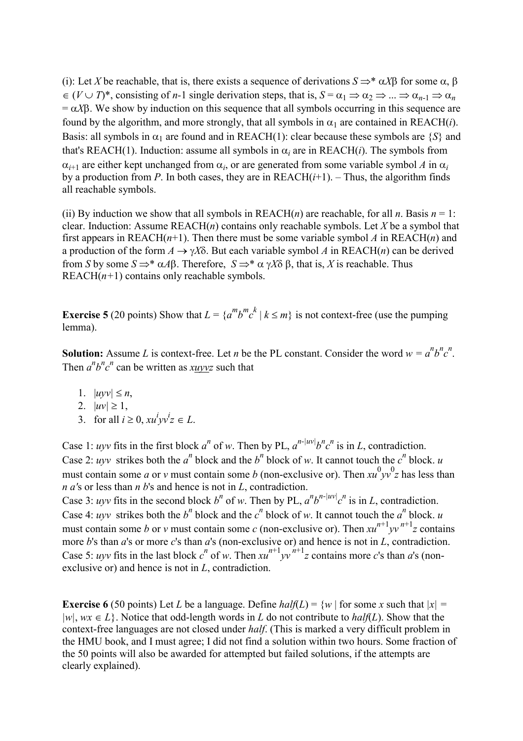(i): Let $X$ be reachable, that is, there exists a sequence of derivations $S \Rightarrow^* \alpha X\beta$ for some $\alpha, \beta \in (V \cup T)^*$, consisting of $n$-1 single derivation steps, that is, $S = \alpha_1 \Rightarrow \alpha_2 \Rightarrow ... \Rightarrow \alpha_{n-1} \Rightarrow \alpha_n = \alpha X\beta$. We show by induction on this sequence that all symbols occurring in this sequence are found by the algorithm, and more strongly, that all symbols in $\alpha_1$ are contained in REACH($i$). Basis: all symbols in $\alpha_1$ are found and in REACH(1): clear because these symbols are $\{S\}$ and that's REACH(1). Induction: assume all symbols in $\alpha_i$ are in REACH($i$). The symbols from $\alpha_{i+1}$ are either kept unchanged from $\alpha_i$, or are generated from some variable symbol $A$ in $\alpha_i$ by a production from $P$. In both cases, they are in REACH($i$+1). – Thus, the algorithm finds all reachable symbols.

(ii) By induction we show that all symbols in REACH($n$) are reachable, for all $n$. Basis $n$ = 1: clear. Induction: Assume REACH($n$) contains only reachable symbols. Let $X$ be a symbol that first appears in REACH($n$+1). Then there must be some variable symbol $A$ in REACH($n$) and a production of the form $A \rightarrow \gamma X\delta$. But each variable symbol $A$ in REACH($n$) can be derived from $S$ by some $S \Rightarrow^* \alpha A\beta$. Therefore, $S \Rightarrow^* \alpha\ \gamma X\delta\ \beta$, that is, $X$ is reachable. Thus REACH($n$+1) contains only reachable symbols.

**Exercise 5** (20 points) Show that $L = \{a^m b^m c^k \mid k \leq m\}$ is not context-free (use the pumping lemma).

**Solution:** Assume $L$ is context-free. Let $n$ be the PL constant. Consider the word $w = a^n b^n c^n$. Then $a^n b^n c^n$ can be written as $x\underline{uyv}z$ such that

1. $|uyv| \leq n$,
2. $|uv| \geq 1$,
3. for all $i \geq 0$, $xu^i yv^i z \in L$.

Case 1: $uyv$ fits in the first block $a^n$ of $w$. Then by PL, $a^{n-|uv|}b^n c^n$ is in $L$, contradiction.
Case 2: $uyv$ strikes both the $a^n$ block and the $b^n$ block of $w$. It cannot touch the $c^n$ block. $u$ must contain some $a$ or $v$ must contain some $b$ (non-exclusive or). Then $xu^0 yv^0 z$ has less than $n$ $a$'s or less than $n$ $b$'s and hence is not in $L$, contradiction.
Case 3: $uyv$ fits in the second block $b^n$ of $w$. Then by PL, $a^n b^{n-|uv|} c^n$ is in $L$, contradiction.
Case 4: $uyv$ strikes both the $b^n$ block and the $c^n$ block of $w$. It cannot touch the $a^n$ block. $u$ must contain some $b$ or $v$ must contain some $c$ (non-exclusive or). Then $xu^{n+1} yv^{n+1} z$ contains more $b$'s than $a$'s or more $c$'s than $a$'s (non-exclusive or) and hence is not in $L$, contradiction.
Case 5: $uyv$ fits in the last block $c^n$ of $w$. Then $xu^{n+1} yv^{n+1} z$ contains more $c$'s than $a$'s (non-exclusive or) and hence is not in $L$, contradiction.

**Exercise 6** (50 points) Let $L$ be a language. Define $half(L) = \{w \mid$ for some $x$ such that $|x| = |w|$, $wx \in L\}$. Notice that odd-length words in $L$ do not contribute to $half(L)$. Show that the context-free languages are not closed under $half$. (This is marked a very difficult problem in the HMU book, and I must agree; I did not find a solution within two hours. Some fraction of the 50 points will also be awarded for attempted but failed solutions, if the attempts are clearly explained).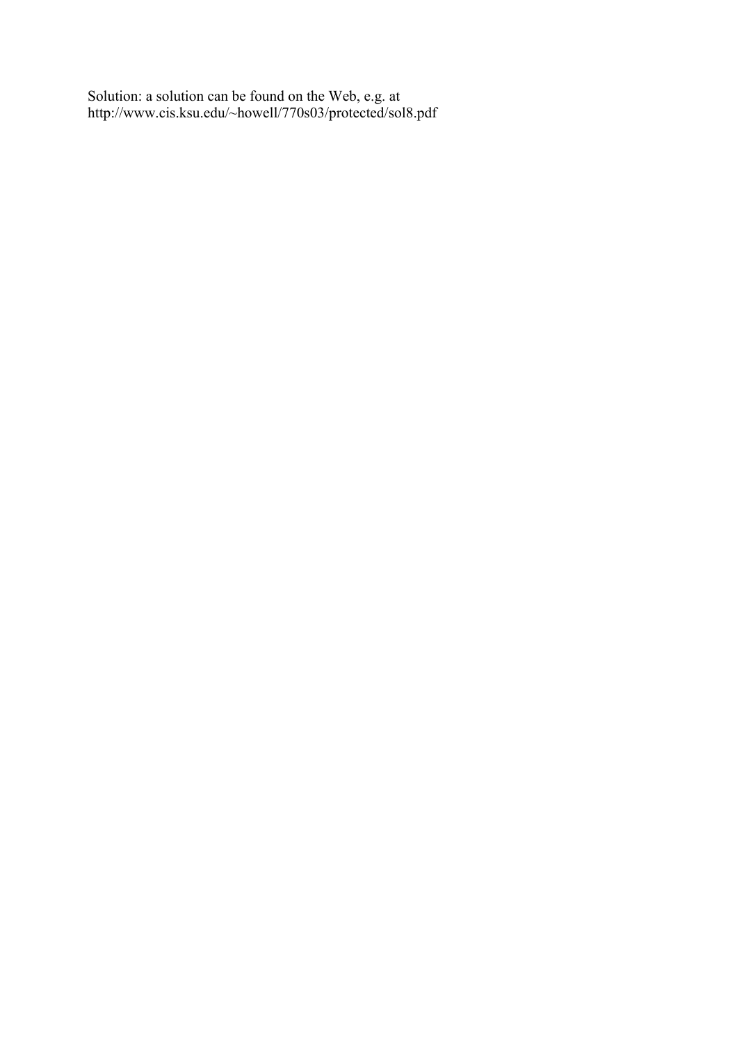Solution: a solution can be found on the Web, e.g. at
http://www.cis.ksu.edu/~howell/770s03/protected/sol8.pdf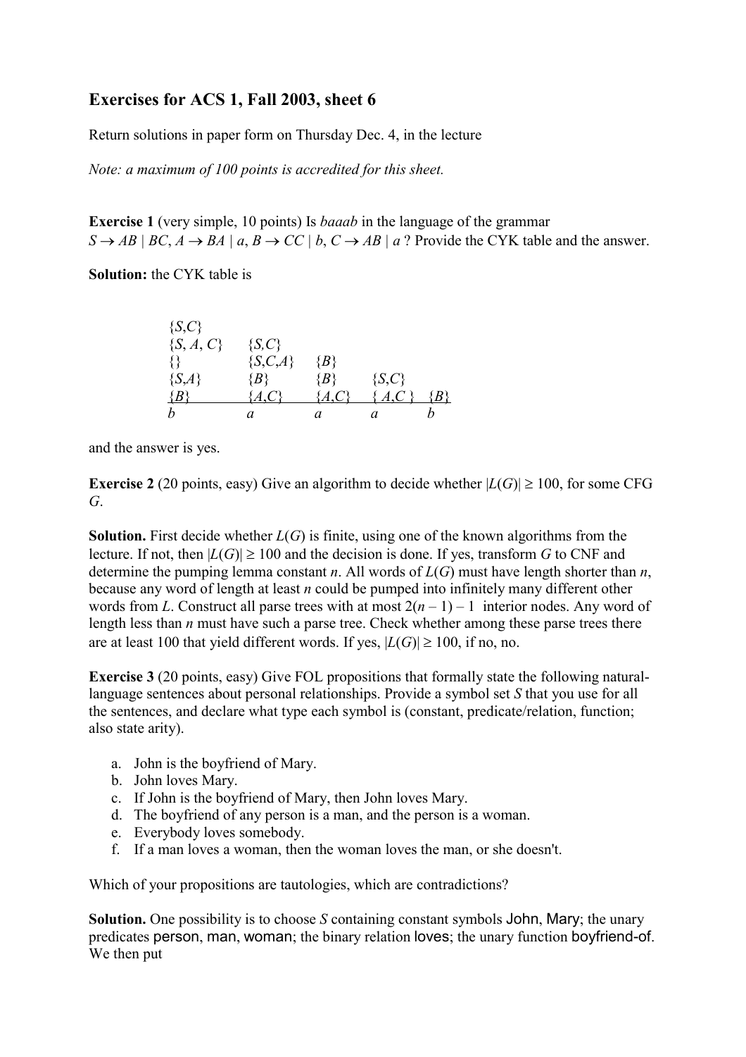# Exercises for ACS 1, Fall 2003, sheet 6

Return solutions in paper form on Thursday Dec. 4, in the lecture

*Note: a maximum of 100 points is accredited for this sheet.*

**Exercise 1** (very simple, 10 points) Is *baaab* in the language of the grammar $S \rightarrow AB \mid BC$, $A \rightarrow BA \mid a$, $B \rightarrow CC \mid b$, $C \rightarrow AB \mid a$ ? Provide the CYK table and the answer.

**Solution:** the CYK table is

| | | | | |
|---|---|---|---|---|
| {*S*,*C*} | | | | |
| {*S*, *A*, *C*} | {*S*,*C*} | | | |
| {} | {*S*,*C*,*A*} | {*B*} | | |
| {*S*,*A*} | {*B*} | {*B*} | {*S*,*C*} | |
| {*B*} | {*A*,*C*} | {*A*,*C*} | { *A*,*C* } | {*B*} |
| *b* | *a* | *a* | *a* | *b* |

and the answer is yes.

**Exercise 2** (20 points, easy) Give an algorithm to decide whether $|L(G)| \geq 100$, for some CFG $G$.

**Solution.** First decide whether $L(G)$ is finite, using one of the known algorithms from the lecture. If not, then $|L(G)| \geq 100$ and the decision is done. If yes, transform $G$ to CNF and determine the pumping lemma constant $n$. All words of $L(G)$ must have length shorter than $n$, because any word of length at least $n$ could be pumped into infinitely many different other words from $L$. Construct all parse trees with at most $2(n - 1) - 1$ interior nodes. Any word of length less than $n$ must have such a parse tree. Check whether among these parse trees there are at least 100 that yield different words. If yes, $|L(G)| \geq 100$, if no, no.

**Exercise 3** (20 points, easy) Give FOL propositions that formally state the following natural-language sentences about personal relationships. Provide a symbol set $S$ that you use for all the sentences, and declare what type each symbol is (constant, predicate/relation, function; also state arity).

a. John is the boyfriend of Mary.
b. John loves Mary.
c. If John is the boyfriend of Mary, then John loves Mary.
d. The boyfriend of any person is a man, and the person is a woman.
e. Everybody loves somebody.
f. If a man loves a woman, then the woman loves the man, or she doesn't.

Which of your propositions are tautologies, which are contradictions?

**Solution.** One possibility is to choose $S$ containing constant symbols John, Mary; the unary predicates person, man, woman; the binary relation loves; the unary function boyfriend-of. We then put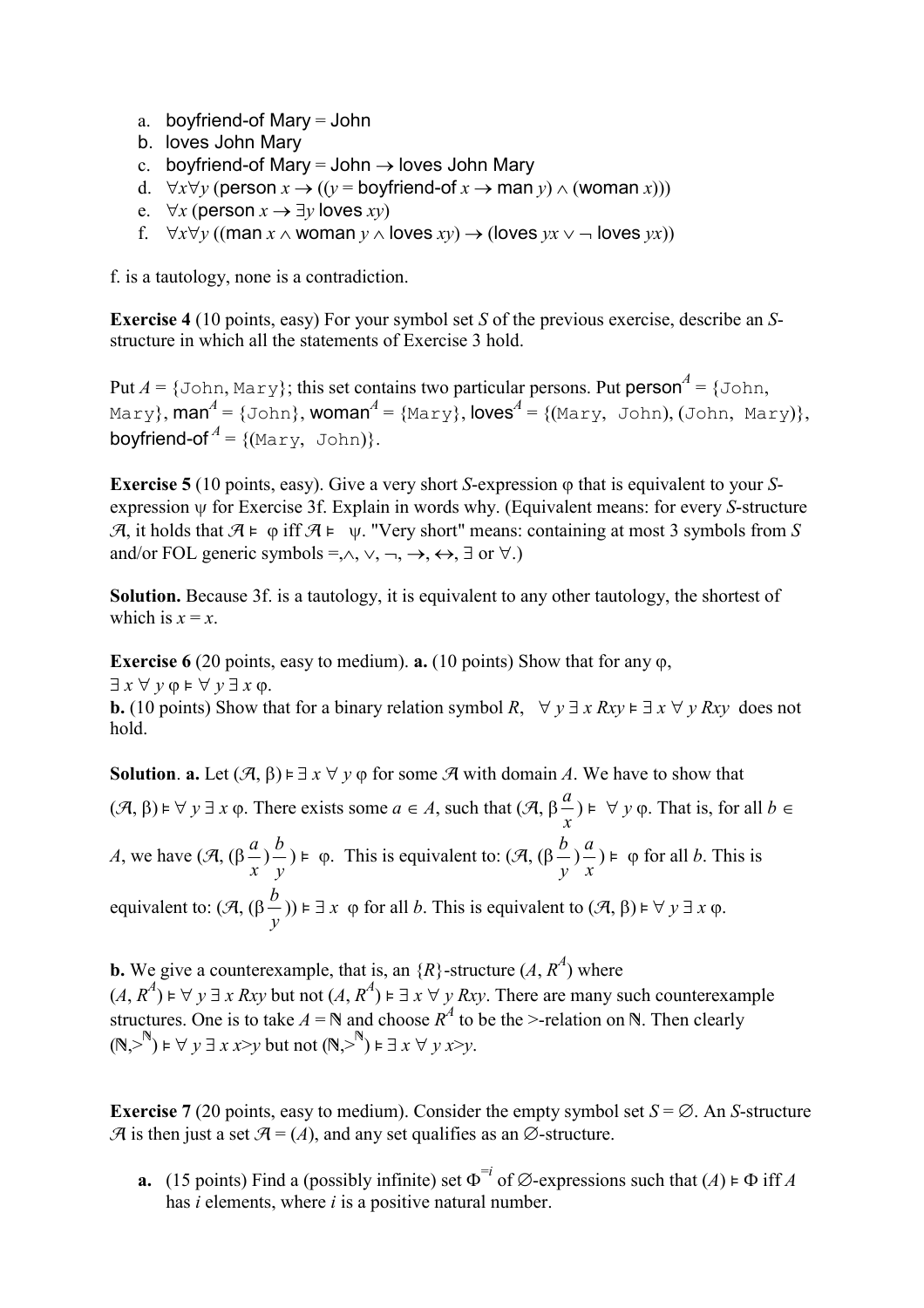a. boyfriend-of Mary = John
b. loves John Mary
c. boyfriend-of Mary = John $\to$ loves John Mary
d. $\forall x \forall y$ (person $x \to ((y =$ boyfriend-of $x \to$ man $y) \wedge$ (woman $x$)))
e. $\forall x$ (person $x \to \exists y$ loves $xy$)
f. $\forall x \forall y$ ((man $x \wedge$ woman $y \wedge$ loves $xy$) $\to$ (loves $yx \vee \neg$ loves $yx$))

f. is a tautology, none is a contradiction.

**Exercise 4** (10 points, easy) For your symbol set *S* of the previous exercise, describe an *S*-structure in which all the statements of Exercise 3 hold.

Put $A$ = {John, Mary}; this set contains two particular persons. Put person$^A$ = {John, Mary}, man$^A$ = {John}, woman$^A$ = {Mary}, loves$^A$ = {(Mary, John), (John, Mary)}, boyfriend-of$^A$ = {(Mary, John)}.

**Exercise 5** (10 points, easy). Give a very short *S*-expression $\varphi$ that is equivalent to your *S*-expression $\psi$ for Exercise 3f. Explain in words why. (Equivalent means: for every *S*-structure $\mathcal{A}$, it holds that $\mathcal{A} \models \varphi$ iff $\mathcal{A} \models \psi$. "Very short" means: containing at most 3 symbols from *S* and/or FOL generic symbols $=, \wedge, \vee, \neg, \to, \leftrightarrow, \exists$ or $\forall$.)

**Solution.** Because 3f. is a tautology, it is equivalent to any other tautology, the shortest of which is $x = x$.

**Exercise 6** (20 points, easy to medium). **a.** (10 points) Show that for any $\varphi$, $\exists x \forall y \varphi \models \forall y \exists x \varphi$.
**b.** (10 points) Show that for a binary relation symbol $R$, $\forall y \exists x Rxy \models \exists x \forall y Rxy$ does not hold.

**Solution**. **a.** Let $(\mathcal{A}, \beta) \models \exists x \forall y \varphi$ for some $\mathcal{A}$ with domain $A$. We have to show that $(\mathcal{A}, \beta) \models \forall y \exists x \varphi$. There exists some $a \in A$, such that $(\mathcal{A}, \beta\frac{a}{x}) \models \forall y \varphi$. That is, for all $b \in A$, we have $(\mathcal{A}, (\beta\frac{a}{x})\frac{b}{y}) \models \varphi$. This is equivalent to: $(\mathcal{A}, (\beta\frac{b}{y})\frac{a}{x}) \models \varphi$ for all $b$. This is equivalent to: $(\mathcal{A}, (\beta\frac{b}{y})) \models \exists x \ \varphi$ for all $b$. This is equivalent to $(\mathcal{A}, \beta) \models \forall y \exists x \varphi$.

**b.** We give a counterexample, that is, an $\{R\}$-structure $(A, R^A)$ where $(A, R^A) \models \forall y \exists x Rxy$ but not $(A, R^A) \models \exists x \forall y Rxy$. There are many such counterexample structures. One is to take $A = \mathbb{N}$ and choose $R^A$ to be the >-relation on $\mathbb{N}$. Then clearly $(\mathbb{N}, >^{\mathbb{N}}) \models \forall y \exists x\, x>y$ but not $(\mathbb{N}, >^{\mathbb{N}}) \models \exists x \forall y\, x>y$.

**Exercise 7** (20 points, easy to medium). Consider the empty symbol set $S = \varnothing$. An *S*-structure $\mathcal{A}$ is then just a set $\mathcal{A} = (A)$, and any set qualifies as an $\varnothing$-structure.

**a.** (15 points) Find a (possibly infinite) set $\Phi^{=i}$ of $\varnothing$-expressions such that $(A) \models \Phi$ iff $A$ has $i$ elements, where $i$ is a positive natural number.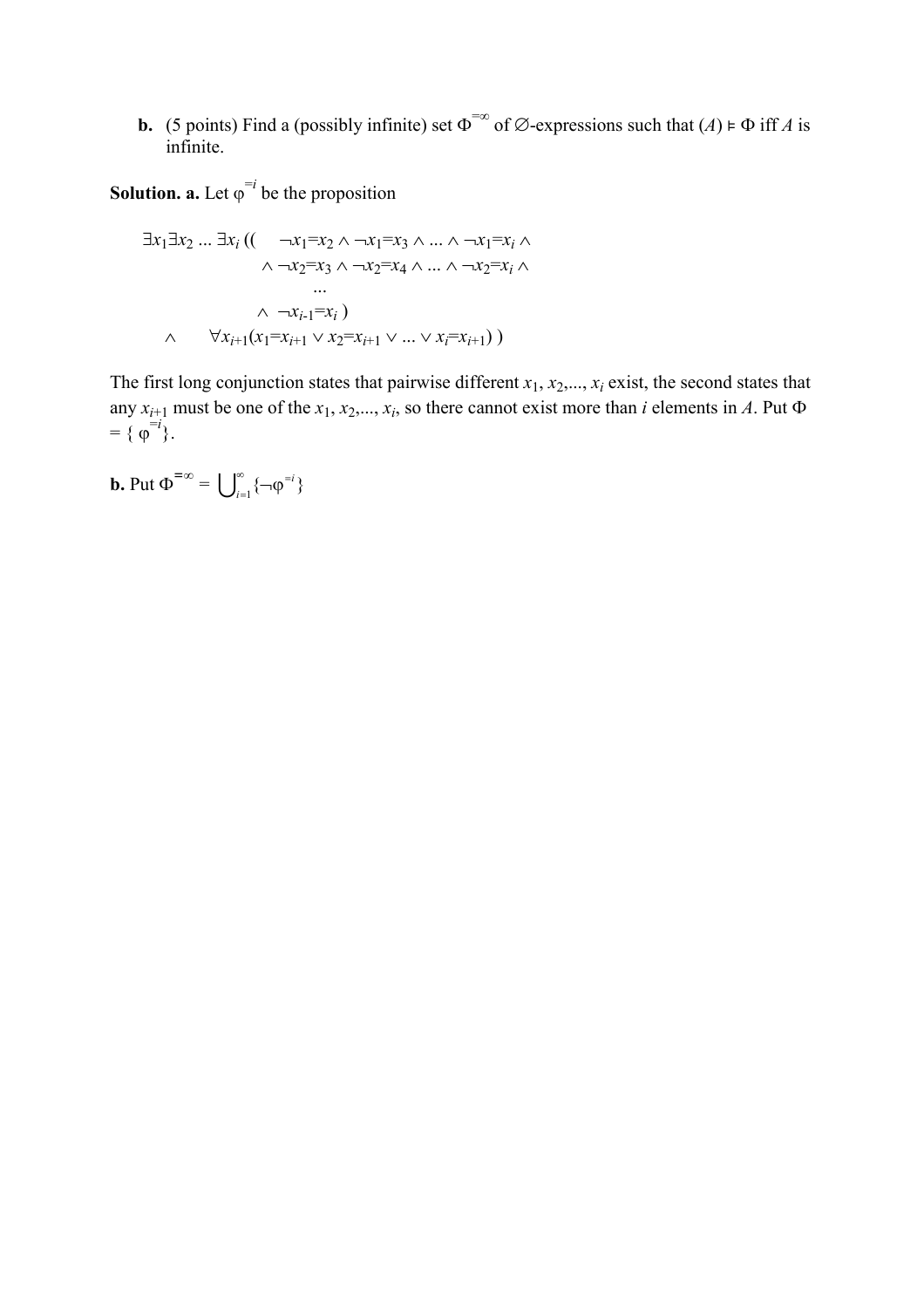**b.** (5 points) Find a (possibly infinite) set $\Phi^{=\infty}$ of $\varnothing$-expressions such that $(A) \vDash \Phi$ iff $A$ is infinite.

**Solution. a.** Let $\varphi^{=i}$ be the proposition

$$
\begin{aligned}
\exists x_1 \exists x_2 \ldots \exists x_i \, ((\quad & \neg x_1{=}x_2 \wedge \neg x_1{=}x_3 \wedge \ldots \wedge \neg x_1{=}x_i \wedge \\
& \wedge \neg x_2{=}x_3 \wedge \neg x_2{=}x_4 \wedge \ldots \wedge \neg x_2{=}x_i \wedge \\
& \quad \ldots \\
& \wedge \neg x_{i-1}{=}x_i \,) \\
\wedge \quad & \forall x_{i+1}(x_1{=}x_{i+1} \vee x_2{=}x_{i+1} \vee \ldots \vee x_i{=}x_{i+1}) \,)
\end{aligned}
$$

The first long conjunction states that pairwise different $x_1, x_2, \ldots, x_i$ exist, the second states that any $x_{i+1}$ must be one of the $x_1, x_2, \ldots, x_i$, so there cannot exist more than $i$ elements in $A$. Put $\Phi = \{ \varphi^{=i} \}$.

**b.** Put $\Phi^{=\infty} = \bigcup_{i=1}^{\infty} \{\neg \varphi^{=i}\}$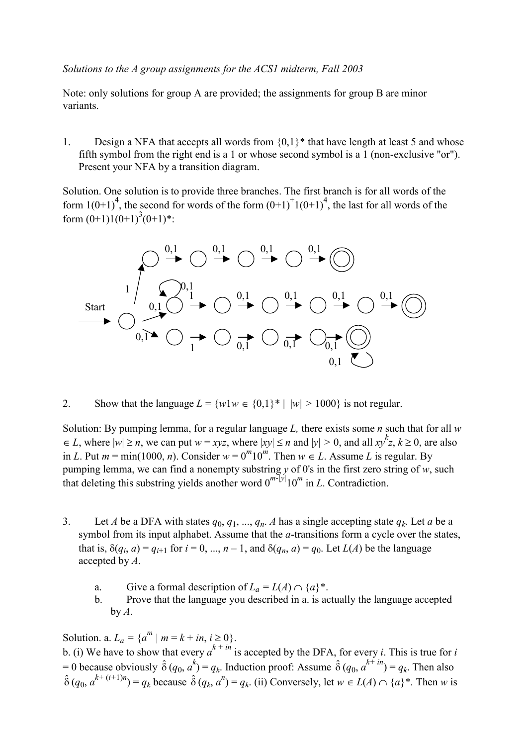*Solutions to the A group assignments for the ACS1 midterm, Fall 2003*

Note: only solutions for group A are provided; the assignments for group B are minor variants.

1. Design a NFA that accepts all words from $\{0,1\}^*$ that have length at least 5 and whose fifth symbol from the right end is a 1 or whose second symbol is a 1 (non-exclusive "or"). Present your NFA by a transition diagram.

Solution. One solution is to provide three branches. The first branch is for all words of the form $1(0+1)^4$, the second for words of the form $(0+1)^+1(0+1)^4$, the last for all words of the form $(0+1)1(0+1)^3(0+1)^*$:

2. Show that the language $L = \{w1w \in \{0,1\}^* \mid |w| > 1000\}$ is not regular.

Solution: By pumping lemma, for a regular language $L$, there exists some $n$ such that for all $w \in L$, where $|w| \geq n$, we can put $w = xyz$, where $|xy| \leq n$ and $|y| > 0$, and all $xy^kz$, $k \geq 0$, are also in $L$. Put $m = \min(1000, n)$. Consider $w = 0^m10^m$. Then $w \in L$. Assume $L$ is regular. By pumping lemma, we can find a nonempty substring $y$ of 0's in the first zero string of $w$, such that deleting this substring yields another word $0^{m-|y|}10^m$ in $L$. Contradiction.

3. Let $A$ be a DFA with states $q_0, q_1, ..., q_n$. $A$ has a single accepting state $q_k$. Let $a$ be a symbol from its input alphabet. Assume that the $a$-transitions form a cycle over the states, that is, $\delta(q_i, a) = q_{i+1}$ for $i = 0, ..., n - 1$, and $\delta(q_n, a) = q_0$. Let $L(A)$ be the language accepted by $A$.

   a. Give a formal description of $L_a = L(A) \cap \{a\}^*$.

   b. Prove that the language you described in a. is actually the language accepted by $A$.

Solution. a. $L_a = \{a^m \mid m = k + in, i \geq 0\}$.
b. (i) We have to show that every $a^{k+in}$ is accepted by the DFA, for every $i$. This is true for $i = 0$ because obviously $\hat{\delta}(q_0, a^k) = q_k$. Induction proof: Assume $\hat{\delta}(q_0, a^{k+in}) = q_k$. Then also $\hat{\delta}(q_0, a^{k+(i+1)n}) = q_k$ because $\hat{\delta}(q_k, a^n) = q_k$. (ii) Conversely, let $w \in L(A) \cap \{a\}^*$. Then $w$ is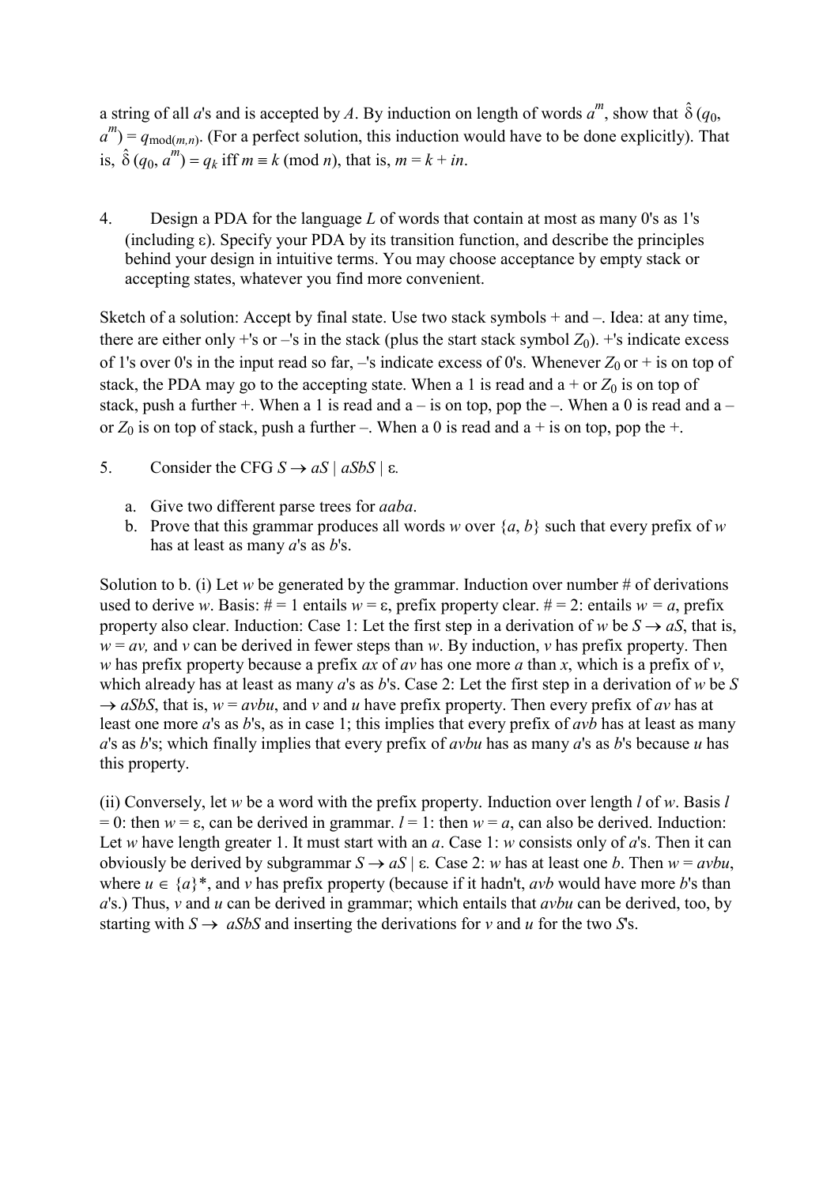a string of all *a*'s and is accepted by *A*. By induction on length of words $a^m$, show that $\hat{\delta}(q_0, a^m) = q_{\text{mod}(m,n)}$. (For a perfect solution, this induction would have to be done explicitly). That is, $\hat{\delta}(q_0, a^m) = q_k$ iff $m \equiv k \pmod{n}$, that is, $m = k + in$.

4. Design a PDA for the language *L* of words that contain at most as many 0's as 1's (including ε). Specify your PDA by its transition function, and describe the principles behind your design in intuitive terms. You may choose acceptance by empty stack or accepting states, whatever you find more convenient.

Sketch of a solution: Accept by final state. Use two stack symbols + and –. Idea: at any time, there are either only +'s or –'s in the stack (plus the start stack symbol $Z_0$). +'s indicate excess of 1's over 0's in the input read so far, –'s indicate excess of 0's. Whenever $Z_0$ or + is on top of stack, the PDA may go to the accepting state. When a 1 is read and a + or $Z_0$ is on top of stack, push a further +. When a 1 is read and a – is on top, pop the –. When a 0 is read and a – or $Z_0$ is on top of stack, push a further –. When a 0 is read and a + is on top, pop the +.

5. Consider the CFG $S \to aS \mid aSbS \mid \varepsilon$.

   a. Give two different parse trees for *aaba*.
   b. Prove that this grammar produces all words *w* over $\{a, b\}$ such that every prefix of *w* has at least as many *a*'s as *b*'s.

Solution to b. (i) Let *w* be generated by the grammar. Induction over number # of derivations used to derive *w*. Basis: # = 1 entails $w = \varepsilon$, prefix property clear. # = 2: entails $w = a$, prefix property also clear. Induction: Case 1: Let the first step in a derivation of *w* be $S \to aS$, that is, $w = av$, and *v* can be derived in fewer steps than *w*. By induction, *v* has prefix property. Then *w* has prefix property because a prefix *ax* of *av* has one more *a* than *x*, which is a prefix of *v*, which already has at least as many *a*'s as *b*'s. Case 2: Let the first step in a derivation of *w* be $S \to aSbS$, that is, $w = avbu$, and *v* and *u* have prefix property. Then every prefix of *av* has at least one more *a*'s as *b*'s, as in case 1; this implies that every prefix of *avb* has at least as many *a*'s as *b*'s; which finally implies that every prefix of *avbu* has as many *a*'s as *b*'s because *u* has this property.

(ii) Conversely, let *w* be a word with the prefix property. Induction over length *l* of *w*. Basis $l = 0$: then $w = \varepsilon$, can be derived in grammar. $l = 1$: then $w = a$, can also be derived. Induction: Let *w* have length greater 1. It must start with an *a*. Case 1: *w* consists only of *a*'s. Then it can obviously be derived by subgrammar $S \to aS \mid \varepsilon$. Case 2: *w* has at least one *b*. Then $w = avbu$, where $u \in \{a\}^*$, and *v* has prefix property (because if it hadn't, *avb* would have more *b*'s than *a*'s.) Thus, *v* and *u* can be derived in grammar; which entails that *avbu* can be derived, too, by starting with $S \to aSbS$ and inserting the derivations for *v* and *u* for the two *S*'s.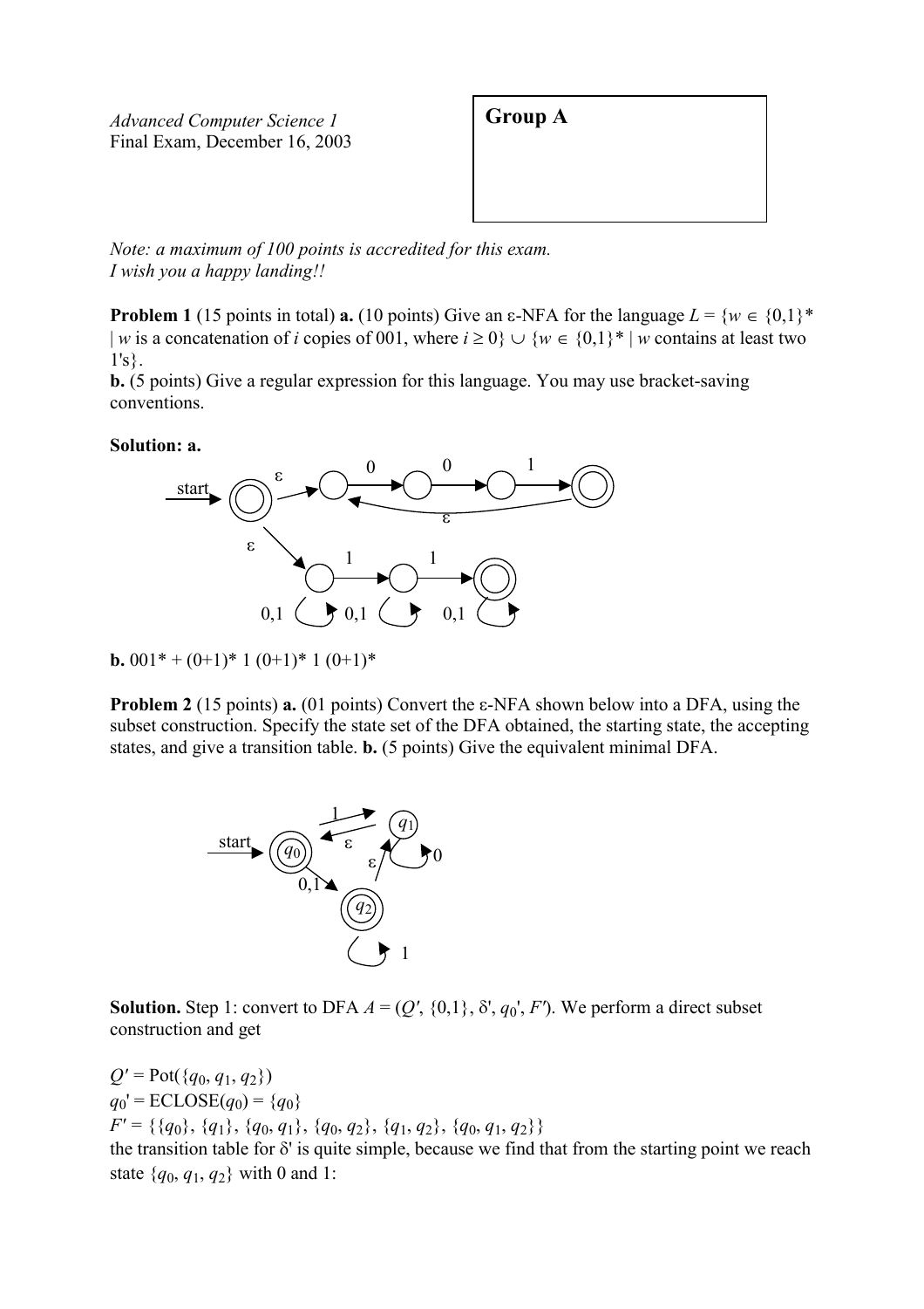*Advanced Computer Science 1*
Final Exam, December 16, 2003

**Group A**

*Note: a maximum of 100 points is accredited for this exam.*
*I wish you a happy landing!!*

**Problem 1** (15 points in total) **a.** (10 points) Give an ε-NFA for the language $L = \{w \in \{0,1\}^* \mid w$ is a concatenation of $i$ copies of 001, where $i \geq 0\} \cup \{w \in \{0,1\}^* \mid w$ contains at least two 1's$\}$.
**b.** (5 points) Give a regular expression for this language. You may use bracket-saving conventions.

**Solution: a.**

**b.** $001^* + (0+1)^*\ 1\ (0+1)^*\ 1\ (0+1)^*$

**Problem 2** (15 points) **a.** (01 points) Convert the ε-NFA shown below into a DFA, using the subset construction. Specify the state set of the DFA obtained, the starting state, the accepting states, and give a transition table. **b.** (5 points) Give the equivalent minimal DFA.

**Solution.** Step 1: convert to DFA $A = (Q', \{0,1\}, \delta', q_0', F')$. We perform a direct subset construction and get

$Q' = \text{Pot}(\{q_0, q_1, q_2\})$
$q_0' = \text{ECLOSE}(q_0) = \{q_0\}$
$F' = \{\{q_0\}, \{q_1\}, \{q_0, q_1\}, \{q_0, q_2\}, \{q_1, q_2\}, \{q_0, q_1, q_2\}\}$
the transition table for $\delta'$ is quite simple, because we find that from the starting point we reach state $\{q_0, q_1, q_2\}$ with 0 and 1: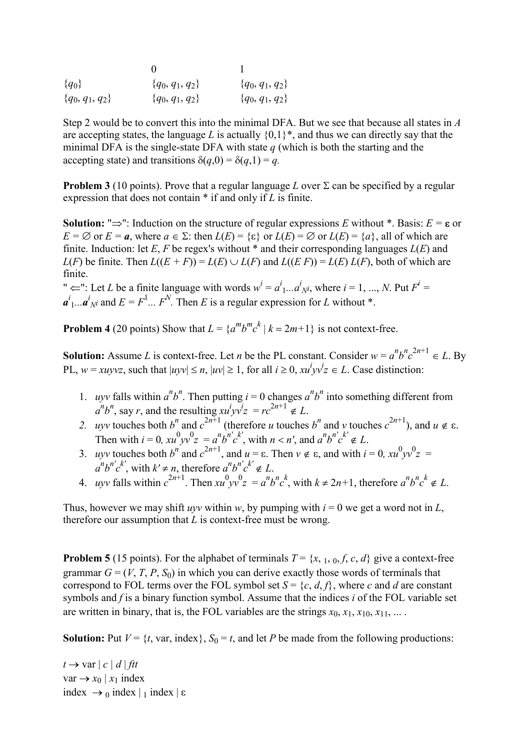| | 0 | 1 |
|---|---|---|
| $\{q_0\}$ | $\{q_0, q_1, q_2\}$ | $\{q_0, q_1, q_2\}$ |
| $\{q_0, q_1, q_2\}$ | $\{q_0, q_1, q_2\}$ | $\{q_0, q_1, q_2\}$ |

Step 2 would be to convert this into the minimal DFA. But we see that because all states in *A* are accepting states, the language *L* is actually $\{0,1\}^*$, and thus we can directly say that the minimal DFA is the single-state DFA with state *q* (which is both the starting and the accepting state) and transitions $\delta(q,0) = \delta(q,1) = q$.

**Problem 3** (10 points). Prove that a regular language *L* over $\Sigma$ can be specified by a regular expression that does not contain * if and only if *L* is finite.

**Solution:** "$\Rightarrow$": Induction on the structure of regular expressions *E* without *. Basis: $E = \boldsymbol{\varepsilon}$ or $E = \emptyset$ or $E = \boldsymbol{a}$, where $a \in \Sigma$: then $L(E) = \{\varepsilon\}$ or $L(E) = \emptyset$ or $L(E) = \{a\}$, all of which are finite. Induction: let *E*, *F* be regex's without * and their corresponding languages $L(E)$ and $L(F)$ be finite. Then $L((E + F)) = L(E) \cup L(F)$ and $L((E\ F)) = L(E)\ L(F)$, both of which are finite.
"$\Leftarrow$": Let *L* be a finite language with words $w^i = a^i_1 ... a^i_{Ni}$, where $i = 1, ..., N$. Put $F^i = \boldsymbol{a}^i_1 ... \boldsymbol{a}^i_{Ni}$ and $E = F^1 ... F^N$. Then *E* is a regular expression for *L* without *.

**Problem 4** (20 points) Show that $L = \{a^m b^m c^k \mid k = 2m+1\}$ is not context-free.

**Solution:** Assume *L* is context-free. Let *n* be the PL constant. Consider $w = a^n b^n c^{2n+1} \in L$. By PL, $w = xuyvz$, such that $|uyv| \leq n$, $|uv| \geq 1$, for all $i \geq 0$, $xu^i yv^i z \in L$. Case distinction:

1. *uyv* falls within $a^n b^n$. Then putting $i = 0$ changes $a^n b^n$ into something different from $a^n b^n$, say *r*, and the resulting $xu^i yv^i z = rc^{2n+1} \notin L$.
2. *uyv* touches both $b^n$ and $c^{2n+1}$ (therefore *u* touches $b^n$ and *v* touches $c^{2n+1}$), and $u \notin \varepsilon$. Then with $i = 0$, $xu^0 yv^0 z = a^n b^{n'} c^{k'}$, with $n < n'$, and $a^n b^{n'} c^{k'} \notin L$.
3. *uyv* touches both $b^n$ and $c^{2n+1}$, and $u = \varepsilon$. Then $v \notin \varepsilon$, and with $i = 0$, $xu^0 yv^0 z = a^n b^{n'} c^{k'}$, with $k' \neq n$, therefore $a^n b^{n'} c^{k'} \notin L$.
4. *uyv* falls within $c^{2n+1}$. Then $xu^0 yv^0 z = a^n b^n c^k$, with $k \neq 2n+1$, therefore $a^n b^n c^k \notin L$.

Thus, however we may shift *uyv* within *w*, by pumping with $i = 0$ we get a word not in *L*, therefore our assumption that *L* is context-free must be wrong.

**Problem 5** (15 points). For the alphabet of terminals $T = \{x, {}_1, {}_0, f, c, d\}$ give a context-free grammar $G = (V, T, P, S_0)$ in which you can derive exactly those words of terminals that correspond to FOL terms over the FOL symbol set $S = \{c, d, f\}$, where *c* and *d* are constant symbols and *f* is a binary function symbol. Assume that the indices *i* of the FOL variable set are written in binary, that is, the FOL variables are the strings $x_0, x_1, x_{10}, x_{11}, ...$ .

**Solution:** Put $V = \{t, \text{var}, \text{index}\}$, $S_0 = t$, and let *P* be made from the following productions:

$t \rightarrow \text{var} \mid c \mid d \mid ftt$
$\text{var} \rightarrow x_0 \mid x_1\ \text{index}$
$\text{index} \rightarrow {}_0\ \text{index} \mid {}_1\ \text{index} \mid \varepsilon$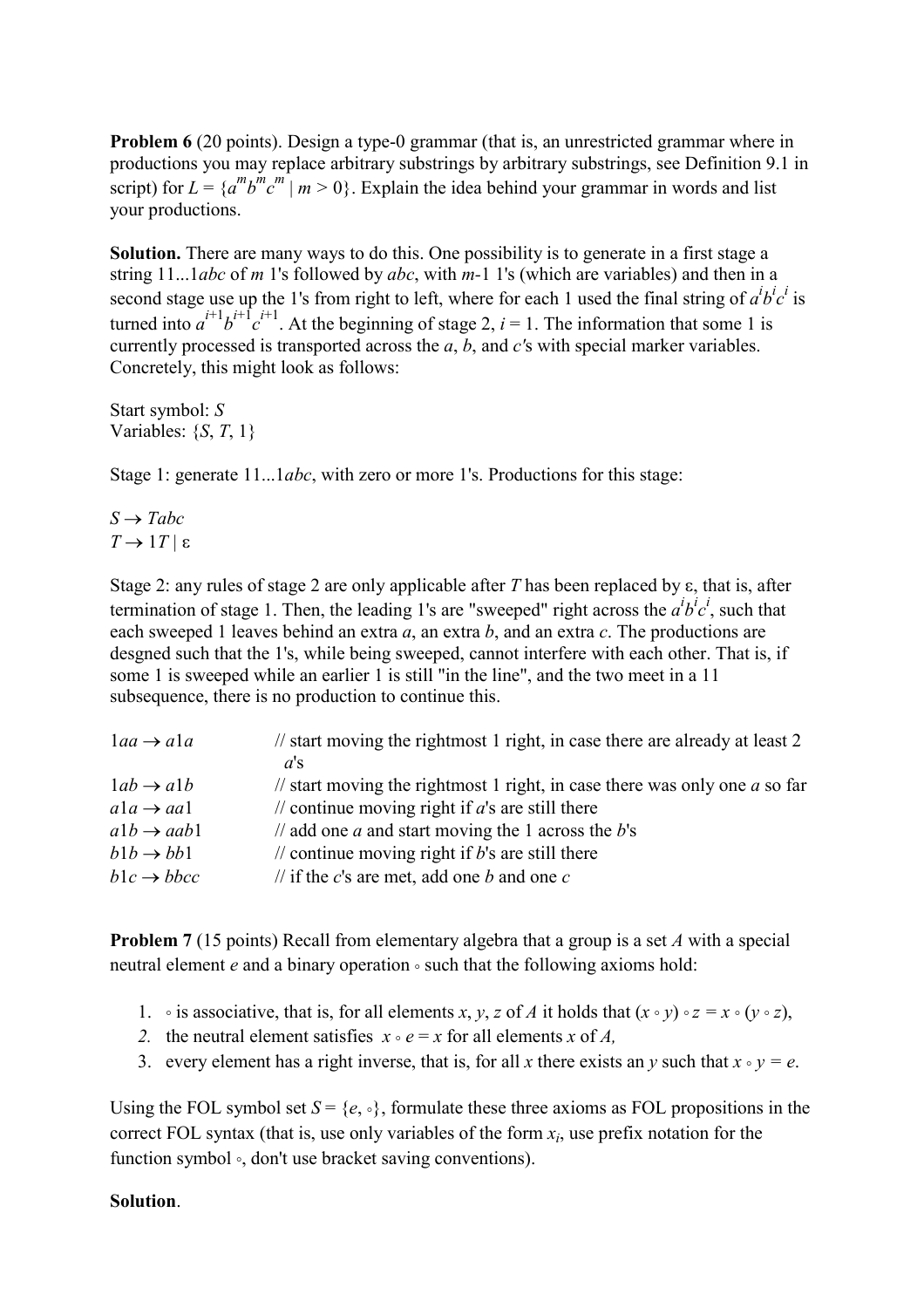**Problem 6** (20 points). Design a type-0 grammar (that is, an unrestricted grammar where in productions you may replace arbitrary substrings by arbitrary substrings, see Definition 9.1 in script) for $L = \{a^m b^m c^m \mid m > 0\}$. Explain the idea behind your grammar in words and list your productions.

**Solution.** There are many ways to do this. One possibility is to generate in a first stage a string 11...1*abc* of *m* 1's followed by *abc*, with *m*-1 1's (which are variables) and then in a second stage use up the 1's from right to left, where for each 1 used the final string of $a^i b^i c^i$ is turned into $a^{i+1} b^{i+1} c^{i+1}$. At the beginning of stage 2, *i* = 1. The information that some 1 is currently processed is transported across the *a*, *b*, and *c*'s with special marker variables. Concretely, this might look as follows:

Start symbol: *S*
Variables: {*S*, *T*, 1}

Stage 1: generate 11...1*abc*, with zero or more 1's. Productions for this stage:

$S \to Tabc$
$T \to 1T \mid \varepsilon$

Stage 2: any rules of stage 2 are only applicable after *T* has been replaced by ε, that is, after termination of stage 1. Then, the leading 1's are "sweeped" right across the $a^i b^i c^i$, such that each sweeped 1 leaves behind an extra *a*, an extra *b*, and an extra *c*. The productions are desgned such that the 1's, while being sweeped, cannot interfere with each other. That is, if some 1 is sweeped while an earlier 1 is still "in the line", and the two meet in a 11 subsequence, there is no production to continue this.

| | |
|---|---|
| $1aa \to a1a$ | // start moving the rightmost 1 right, in case there are already at least 2 *a*'s |
| $1ab \to a1b$ | // start moving the rightmost 1 right, in case there was only one *a* so far |
| $a1a \to aa1$ | // continue moving right if *a*'s are still there |
| $a1b \to aab1$ | // add one *a* and start moving the 1 across the *b*'s |
| $b1b \to bb1$ | // continue moving right if *b*'s are still there |
| $b1c \to bbcc$ | // if the *c*'s are met, add one *b* and one *c* |

**Problem 7** (15 points) Recall from elementary algebra that a group is a set *A* with a special neutral element *e* and a binary operation ∘ such that the following axioms hold:

1. ∘ is associative, that is, for all elements *x*, *y*, *z* of *A* it holds that $(x \circ y) \circ z = x \circ (y \circ z)$,
2. the neutral element satisfies $x \circ e = x$ for all elements *x* of *A,*
3. every element has a right inverse, that is, for all *x* there exists an *y* such that $x \circ y = e$.

Using the FOL symbol set $S = \{e, \circ\}$, formulate these three axioms as FOL propositions in the correct FOL syntax (that is, use only variables of the form $x_i$, use prefix notation for the function symbol ∘, don't use bracket saving conventions).

**Solution**.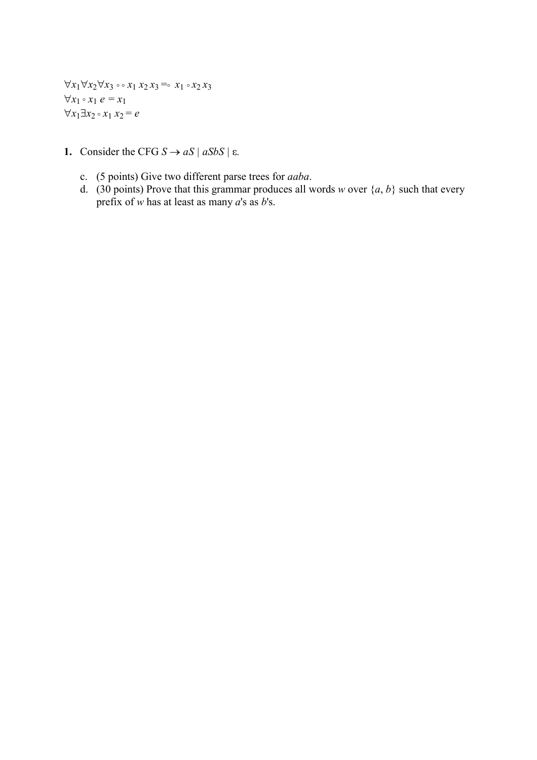$\forall x_1 \forall x_2 \forall x_3 \circ \circ x_1\, x_2\, x_3 =\circ\ x_1 \circ x_2\, x_3$

$\forall x_1 \circ x_1\ e = x_1$

$\forall x_1 \exists x_2 \circ x_1\, x_2 = e$

**1.** Consider the CFG $S \rightarrow aS \mid aSbS \mid \varepsilon$.

c. (5 points) Give two different parse trees for *aaba*.

d. (30 points) Prove that this grammar produces all words $w$ over $\{a, b\}$ such that every prefix of $w$ has at least as many $a$'s as $b$'s.